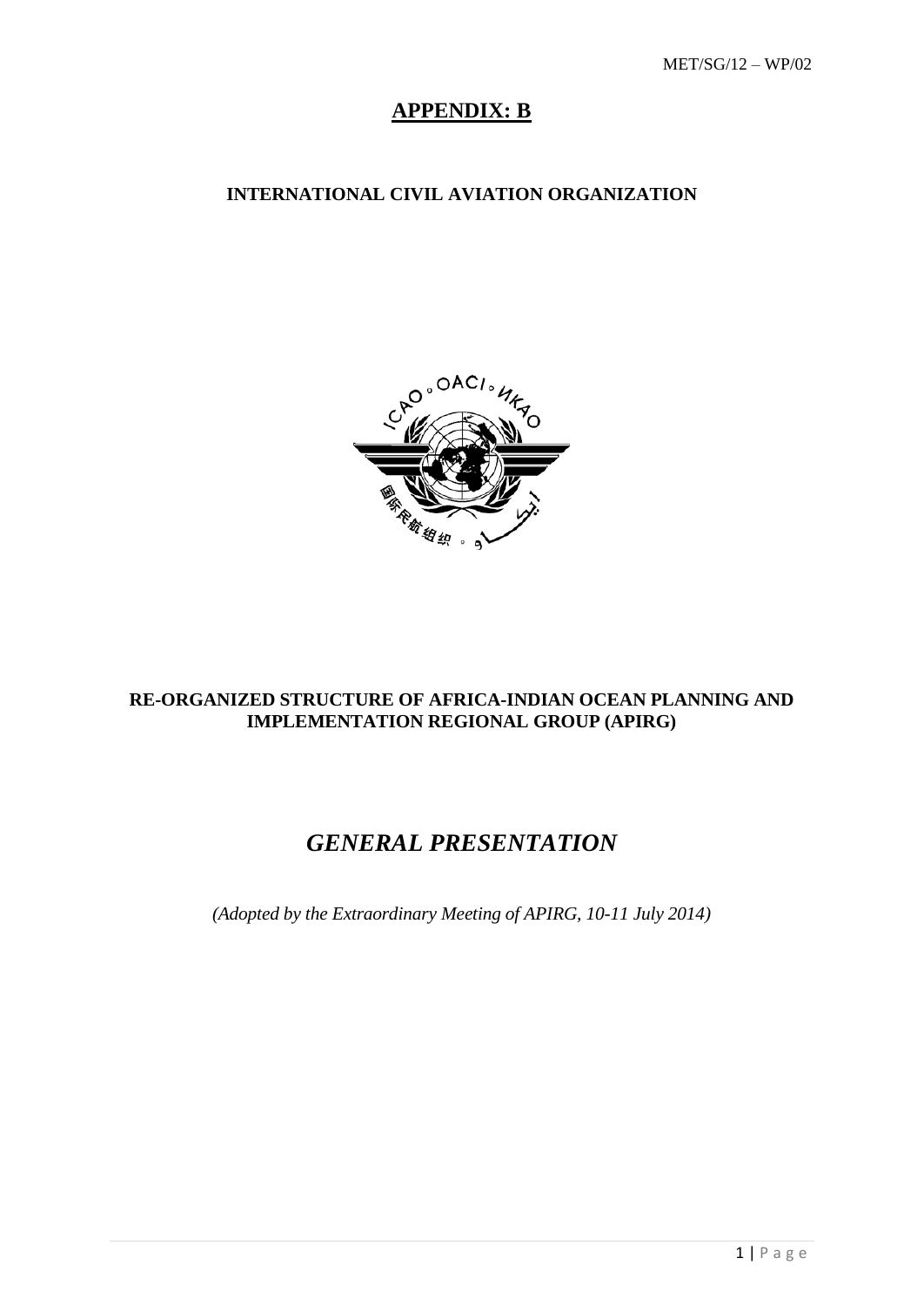# APPENDIX: B

**INTERNATIONAL CIVIL AVIATION ORGANIZATION**

**RE-ORGANIZED STRUCTURE OF AFRICA-INDIAN OCEAN PLANNING AND IMPLEMENTATION REGIONAL GROUP (APIRG)**

## *GENERAL PRESENTATION*

*(Adopted by the Extraordinary Meeting of APIRG, 10-11 July 2014)*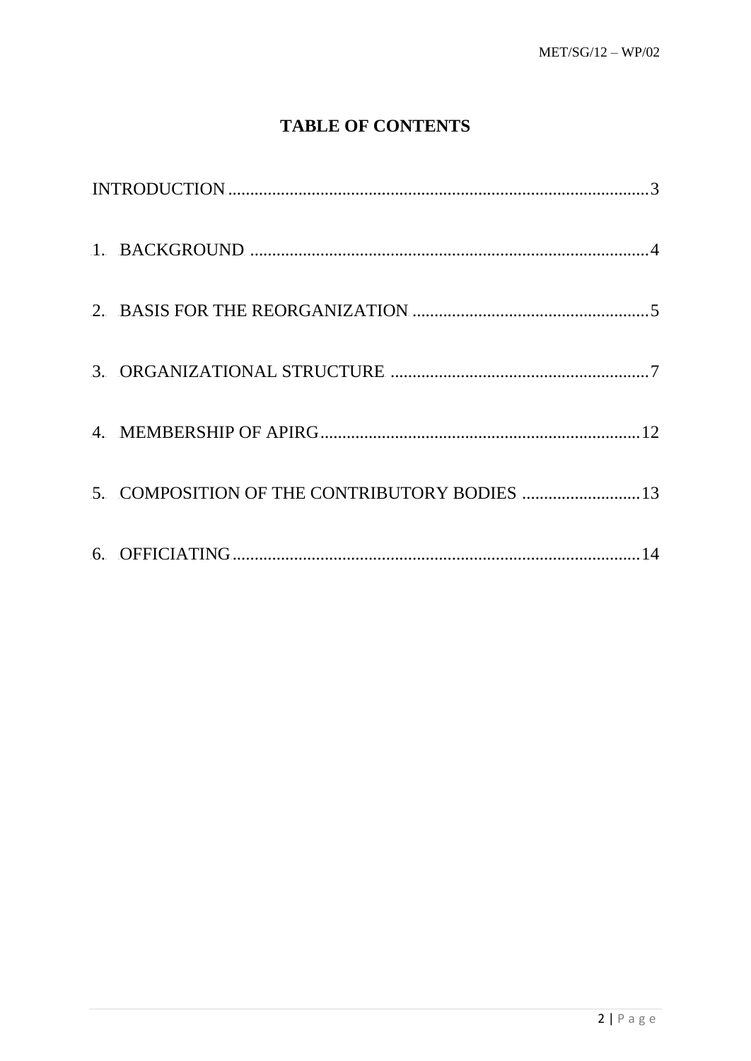# TABLE OF CONTENTS

INTRODUCTION ................................................................................................3

1. BACKGROUND ..........................................................................................4

2. BASIS FOR THE REORGANIZATION ......................................................5

3. ORGANIZATIONAL STRUCTURE ...........................................................7

4. MEMBERSHIP OF APIRG.........................................................................12

5. COMPOSITION OF THE CONTRIBUTORY BODIES ...........................13

6. OFFICIATING.............................................................................................14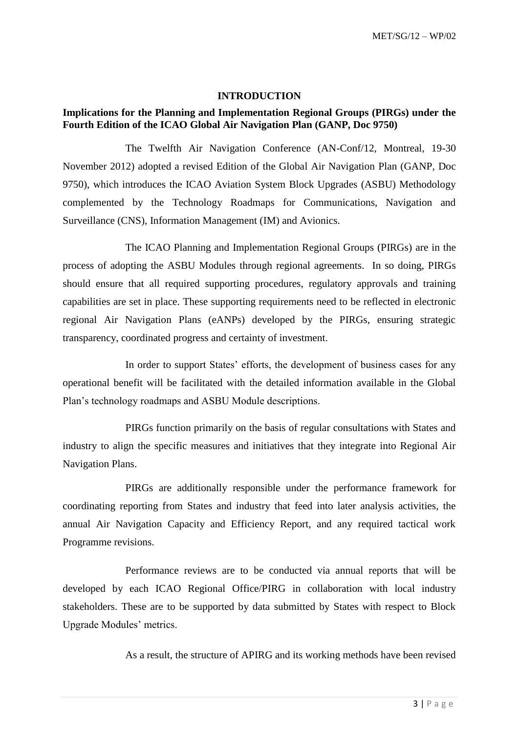## INTRODUCTION

**Implications for the Planning and Implementation Regional Groups (PIRGs) under the Fourth Edition of the ICAO Global Air Navigation Plan (GANP, Doc 9750)**

The Twelfth Air Navigation Conference (AN-Conf/12, Montreal, 19-30 November 2012) adopted a revised Edition of the Global Air Navigation Plan (GANP, Doc 9750), which introduces the ICAO Aviation System Block Upgrades (ASBU) Methodology complemented by the Technology Roadmaps for Communications, Navigation and Surveillance (CNS), Information Management (IM) and Avionics.

The ICAO Planning and Implementation Regional Groups (PIRGs) are in the process of adopting the ASBU Modules through regional agreements. In so doing, PIRGs should ensure that all required supporting procedures, regulatory approvals and training capabilities are set in place. These supporting requirements need to be reflected in electronic regional Air Navigation Plans (eANPs) developed by the PIRGs, ensuring strategic transparency, coordinated progress and certainty of investment.

In order to support States' efforts, the development of business cases for any operational benefit will be facilitated with the detailed information available in the Global Plan's technology roadmaps and ASBU Module descriptions.

PIRGs function primarily on the basis of regular consultations with States and industry to align the specific measures and initiatives that they integrate into Regional Air Navigation Plans.

PIRGs are additionally responsible under the performance framework for coordinating reporting from States and industry that feed into later analysis activities, the annual Air Navigation Capacity and Efficiency Report, and any required tactical work Programme revisions.

Performance reviews are to be conducted via annual reports that will be developed by each ICAO Regional Office/PIRG in collaboration with local industry stakeholders. These are to be supported by data submitted by States with respect to Block Upgrade Modules' metrics.

As a result, the structure of APIRG and its working methods have been revised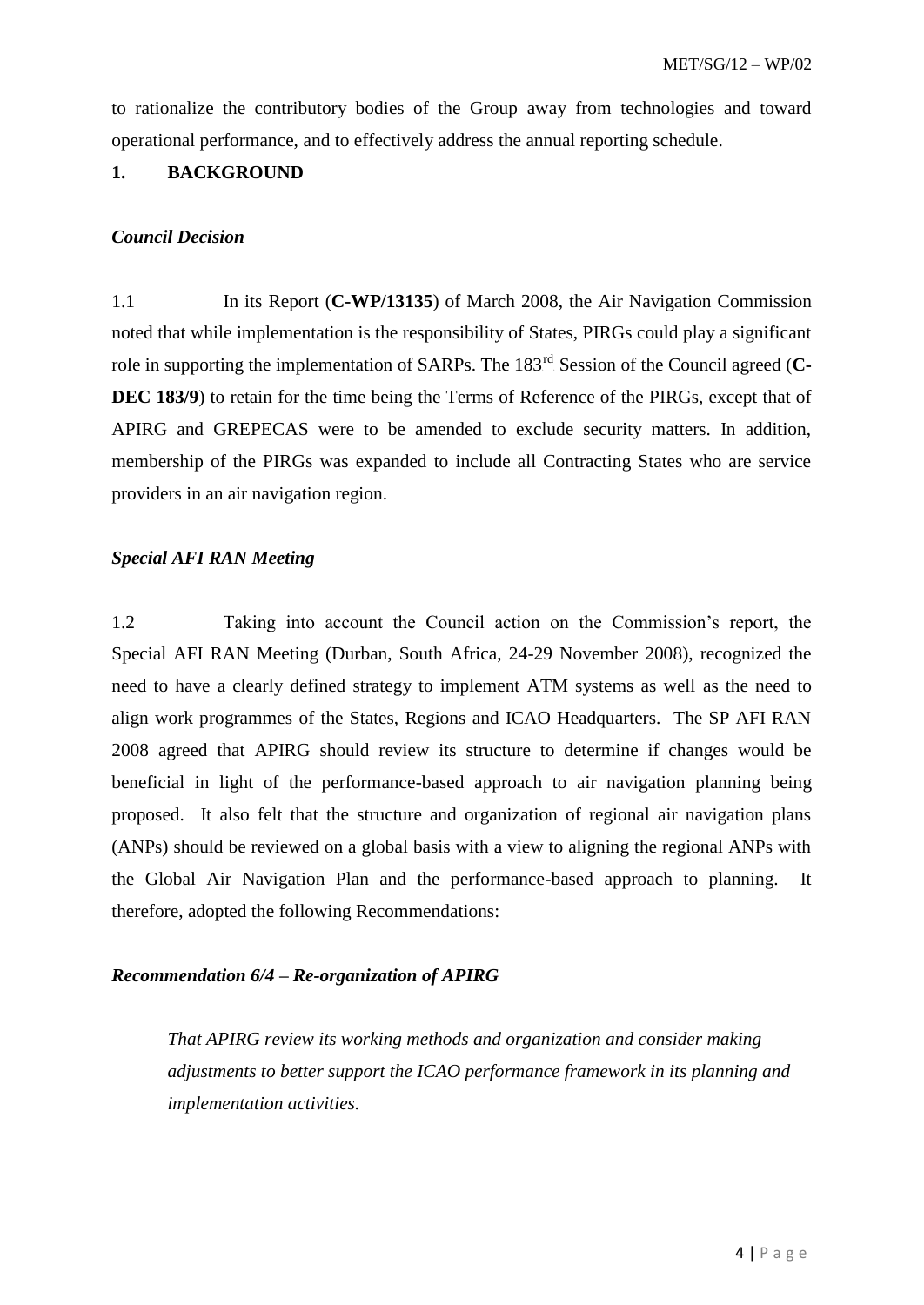to rationalize the contributory bodies of the Group away from technologies and toward operational performance, and to effectively address the annual reporting schedule.

## 1. BACKGROUND

### *Council Decision*

1.1 In its Report (**C-WP/13135**) of March 2008, the Air Navigation Commission noted that while implementation is the responsibility of States, PIRGs could play a significant role in supporting the implementation of SARPs. The 183rd Session of the Council agreed (**C-DEC 183/9**) to retain for the time being the Terms of Reference of the PIRGs, except that of APIRG and GREPECAS were to be amended to exclude security matters. In addition, membership of the PIRGs was expanded to include all Contracting States who are service providers in an air navigation region.

### *Special AFI RAN Meeting*

1.2 Taking into account the Council action on the Commission's report, the Special AFI RAN Meeting (Durban, South Africa, 24-29 November 2008), recognized the need to have a clearly defined strategy to implement ATM systems as well as the need to align work programmes of the States, Regions and ICAO Headquarters. The SP AFI RAN 2008 agreed that APIRG should review its structure to determine if changes would be beneficial in light of the performance-based approach to air navigation planning being proposed. It also felt that the structure and organization of regional air navigation plans (ANPs) should be reviewed on a global basis with a view to aligning the regional ANPs with the Global Air Navigation Plan and the performance-based approach to planning. It therefore, adopted the following Recommendations:

### *Recommendation 6/4 – Re-organization of APIRG*

> *That APIRG review its working methods and organization and consider making adjustments to better support the ICAO performance framework in its planning and implementation activities.*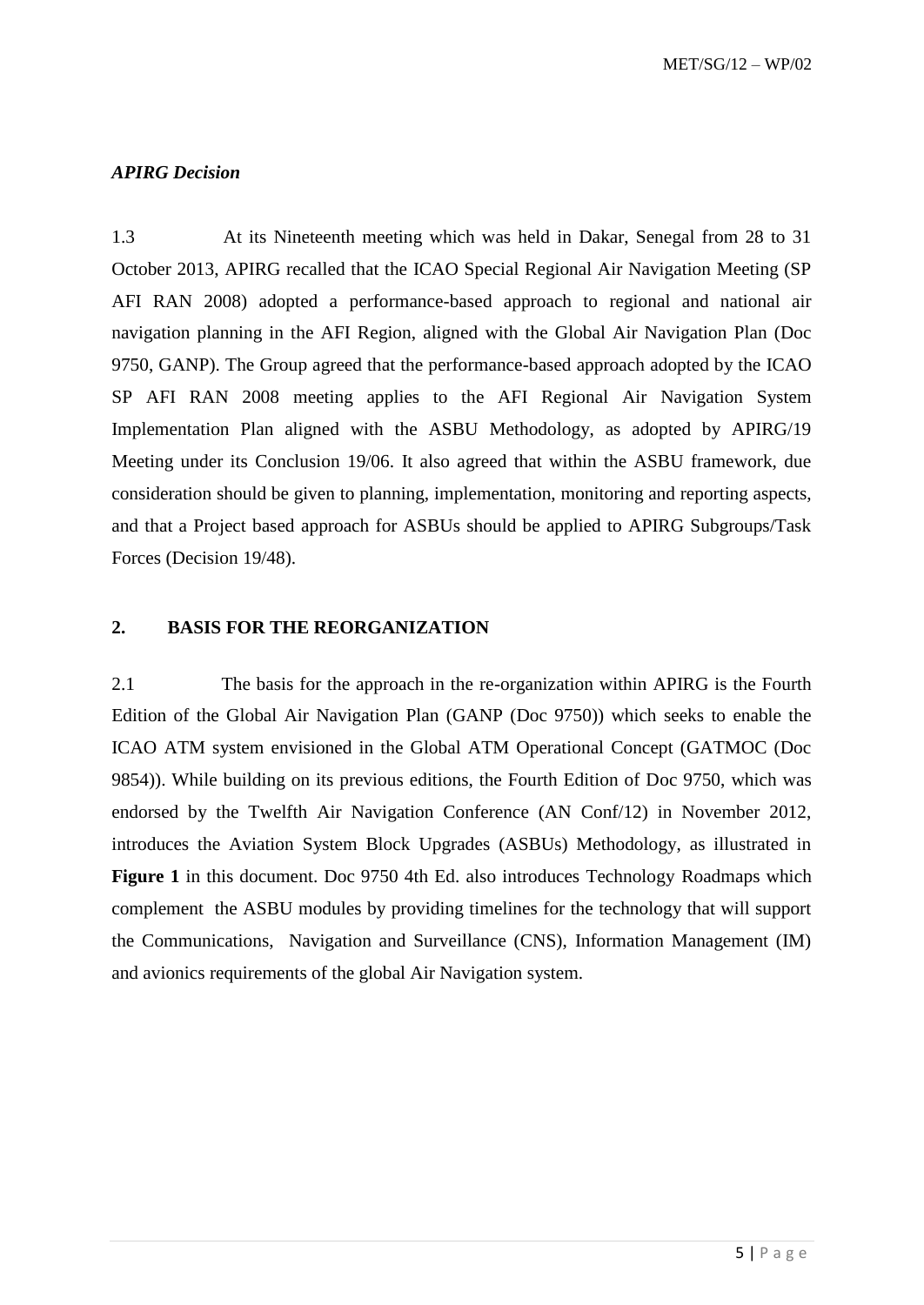*APIRG Decision*

1.3 At its Nineteenth meeting which was held in Dakar, Senegal from 28 to 31 October 2013, APIRG recalled that the ICAO Special Regional Air Navigation Meeting (SP AFI RAN 2008) adopted a performance-based approach to regional and national air navigation planning in the AFI Region, aligned with the Global Air Navigation Plan (Doc 9750, GANP). The Group agreed that the performance-based approach adopted by the ICAO SP AFI RAN 2008 meeting applies to the AFI Regional Air Navigation System Implementation Plan aligned with the ASBU Methodology, as adopted by APIRG/19 Meeting under its Conclusion 19/06. It also agreed that within the ASBU framework, due consideration should be given to planning, implementation, monitoring and reporting aspects, and that a Project based approach for ASBUs should be applied to APIRG Subgroups/Task Forces (Decision 19/48).

## 2. BASIS FOR THE REORGANIZATION

2.1 The basis for the approach in the re-organization within APIRG is the Fourth Edition of the Global Air Navigation Plan (GANP (Doc 9750)) which seeks to enable the ICAO ATM system envisioned in the Global ATM Operational Concept (GATMOC (Doc 9854)). While building on its previous editions, the Fourth Edition of Doc 9750, which was endorsed by the Twelfth Air Navigation Conference (AN Conf/12) in November 2012, introduces the Aviation System Block Upgrades (ASBUs) Methodology, as illustrated in **Figure 1** in this document. Doc 9750 4th Ed. also introduces Technology Roadmaps which complement the ASBU modules by providing timelines for the technology that will support the Communications, Navigation and Surveillance (CNS), Information Management (IM) and avionics requirements of the global Air Navigation system.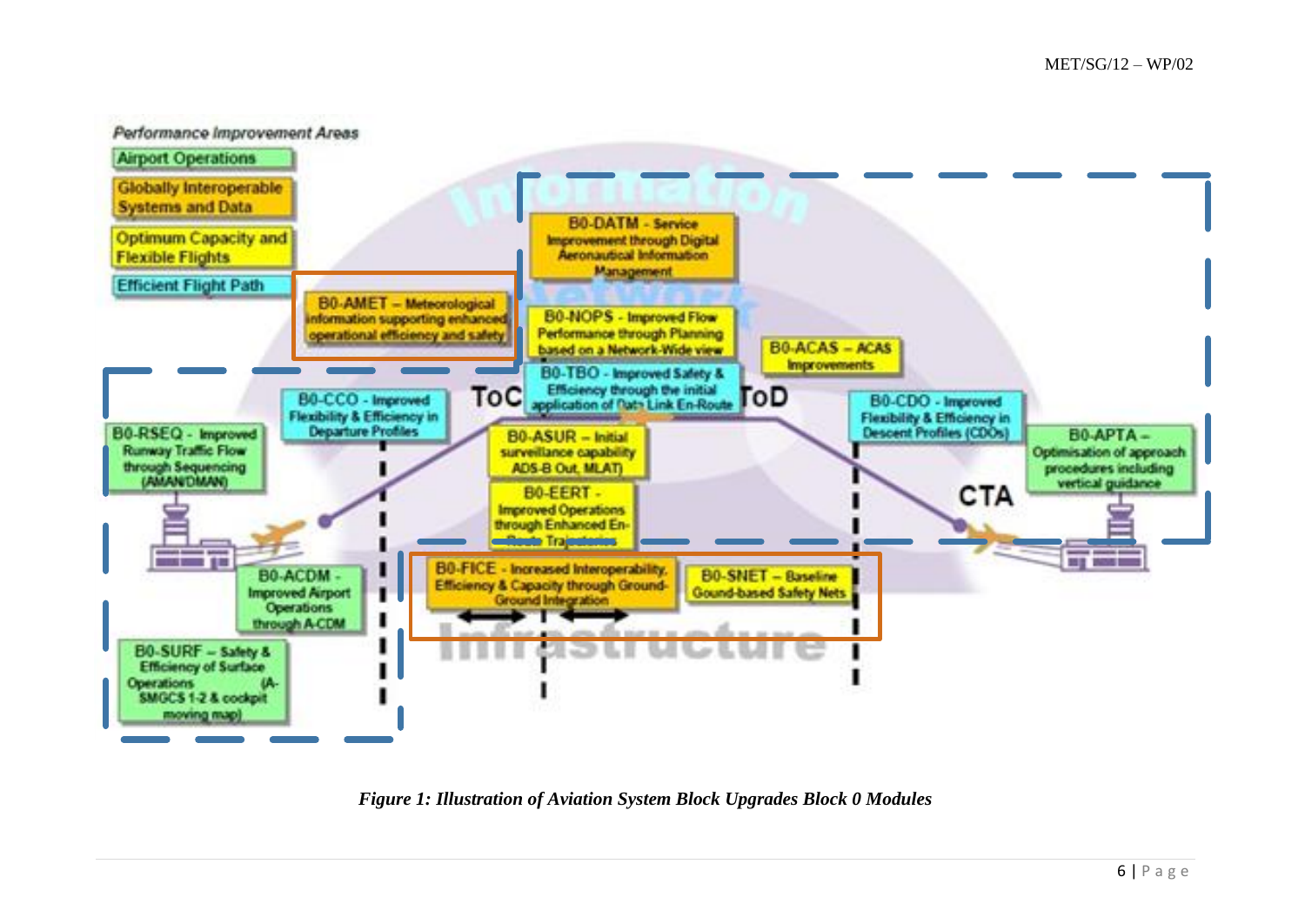Performance Improvement Areas

Airport Operations

Globally Interoperable Systems and Data

Optimum Capacity and Flexible Flights

Efficient Flight Path

Information

Network

B0-DATM - Service Improvement through Digital Aeronautical Information Management

B0-AMET – Meteorological information supporting enhanced operational efficiency and safety

B0-NOPS - Improved Flow Performance through Planning based on a Network-Wide view

B0-ACAS – ACAS Improvements

B0-TBO - Improved Safety & Efficiency through the initial application of Data Link En-Route

ToC

ToD

B0-CCO - Improved Flexibility & Efficiency in Departure Profiles

B0-CDO - Improved Flexibility & Efficiency in Descent Profiles (CDOs)

B0-RSEQ - Improved Runway Traffic Flow through Sequencing (AMAN/DMAN)

B0-ASUR – Initial surveillance capability ADS-B Out, MLAT)

B0-APTA – Optimisation of approach procedures including vertical guidance

B0-EERT - Improved Operations through Enhanced En-Route Trajectories

CTA

B0-ACDM - Improved Airport Operations through A-CDM

B0-FICE - Increased Interoperability, Efficiency & Capacity through Ground-Ground Integration

B0-SNET – Baseline Gound-based Safety Nets

Infrastructure

B0-SURF – Safety & Efficiency of Surface Operations (A-SMGCS 1-2 & cockpit moving map)

*Figure 1: Illustration of Aviation System Block Upgrades Block 0 Modules*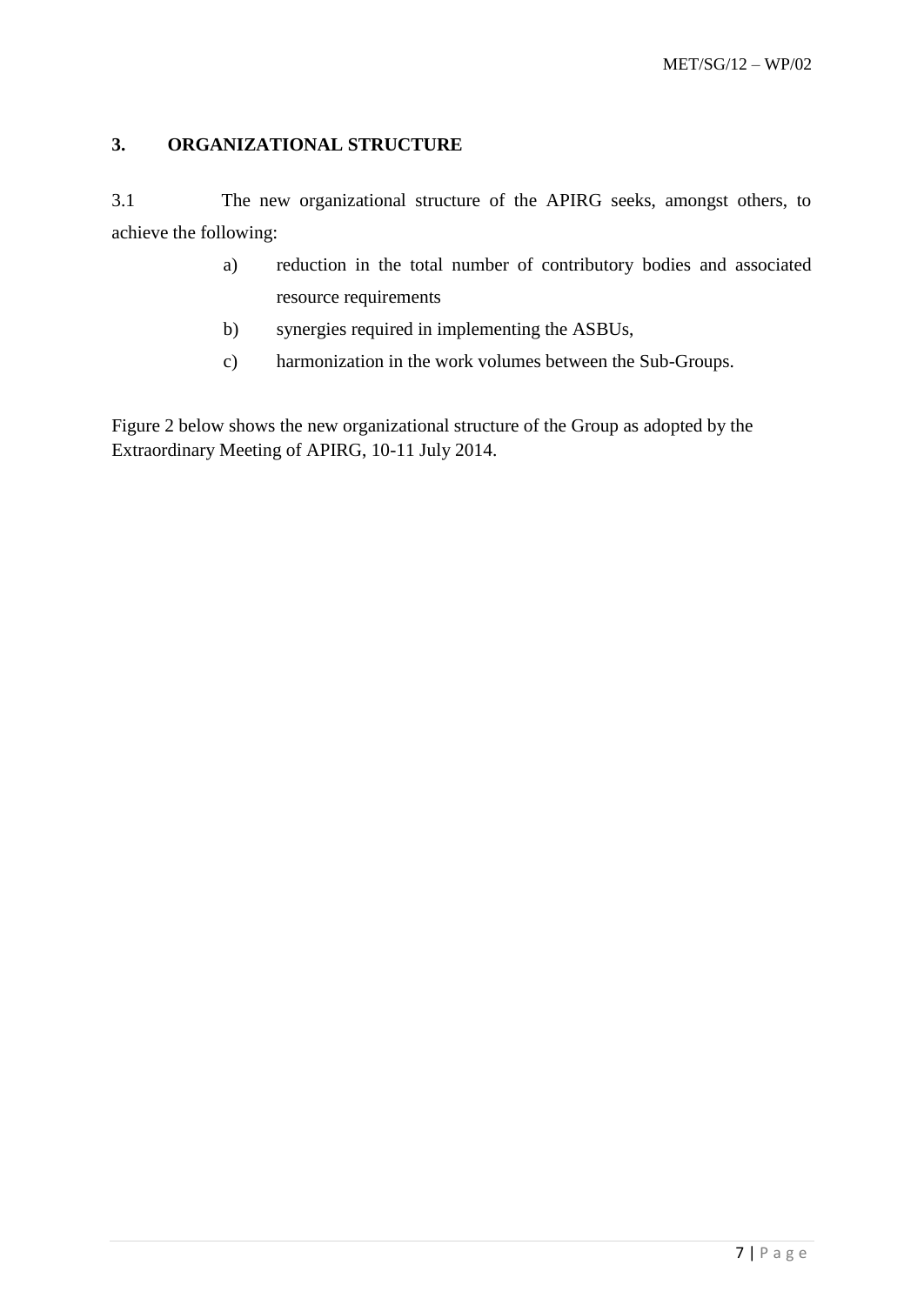## 3. ORGANIZATIONAL STRUCTURE

3.1 The new organizational structure of the APIRG seeks, amongst others, to achieve the following:

a) reduction in the total number of contributory bodies and associated resource requirements

b) synergies required in implementing the ASBUs,

c) harmonization in the work volumes between the Sub-Groups.

Figure 2 below shows the new organizational structure of the Group as adopted by the Extraordinary Meeting of APIRG, 10-11 July 2014.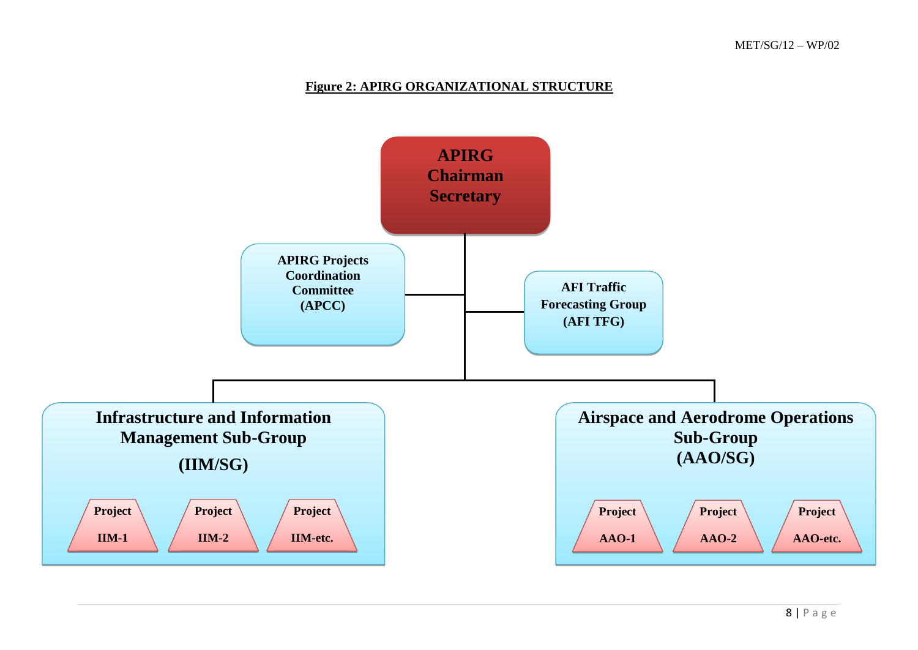**Figure 2: APIRG ORGANIZATIONAL STRUCTURE**

APIRG
Chairman
Secretary

APIRG Projects Coordination Committee (APCC)

AFI Traffic Forecasting Group (AFI TFG)

Infrastructure and Information Management Sub-Group (IIM/SG)

Project IIM-1

Project IIM-2

Project IIM-etc.

Airspace and Aerodrome Operations Sub-Group (AAO/SG)

Project AAO-1

Project AAO-2

Project AAO-etc.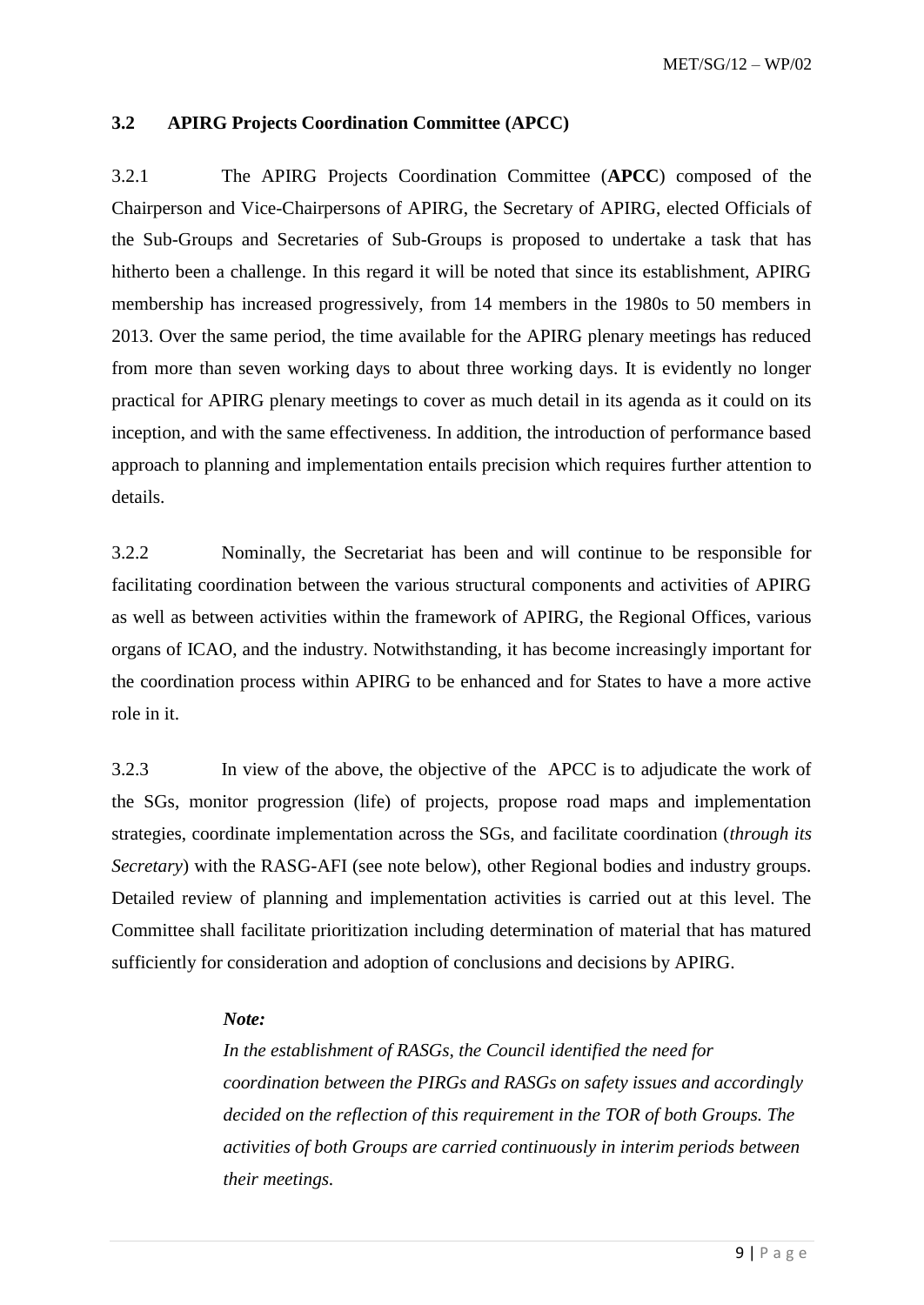### 3.2 APIRG Projects Coordination Committee (APCC)

3.2.1 The APIRG Projects Coordination Committee (**APCC**) composed of the Chairperson and Vice-Chairpersons of APIRG, the Secretary of APIRG, elected Officials of the Sub-Groups and Secretaries of Sub-Groups is proposed to undertake a task that has hitherto been a challenge. In this regard it will be noted that since its establishment, APIRG membership has increased progressively, from 14 members in the 1980s to 50 members in 2013. Over the same period, the time available for the APIRG plenary meetings has reduced from more than seven working days to about three working days. It is evidently no longer practical for APIRG plenary meetings to cover as much detail in its agenda as it could on its inception, and with the same effectiveness. In addition, the introduction of performance based approach to planning and implementation entails precision which requires further attention to details.

3.2.2 Nominally, the Secretariat has been and will continue to be responsible for facilitating coordination between the various structural components and activities of APIRG as well as between activities within the framework of APIRG, the Regional Offices, various organs of ICAO, and the industry. Notwithstanding, it has become increasingly important for the coordination process within APIRG to be enhanced and for States to have a more active role in it.

3.2.3 In view of the above, the objective of the APCC is to adjudicate the work of the SGs, monitor progression (life) of projects, propose road maps and implementation strategies, coordinate implementation across the SGs, and facilitate coordination (*through its Secretary*) with the RASG-AFI (see note below), other Regional bodies and industry groups. Detailed review of planning and implementation activities is carried out at this level. The Committee shall facilitate prioritization including determination of material that has matured sufficiently for consideration and adoption of conclusions and decisions by APIRG.

> ***Note:***
> *In the establishment of RASGs, the Council identified the need for coordination between the PIRGs and RASGs on safety issues and accordingly decided on the reflection of this requirement in the TOR of both Groups. The activities of both Groups are carried continuously in interim periods between their meetings.*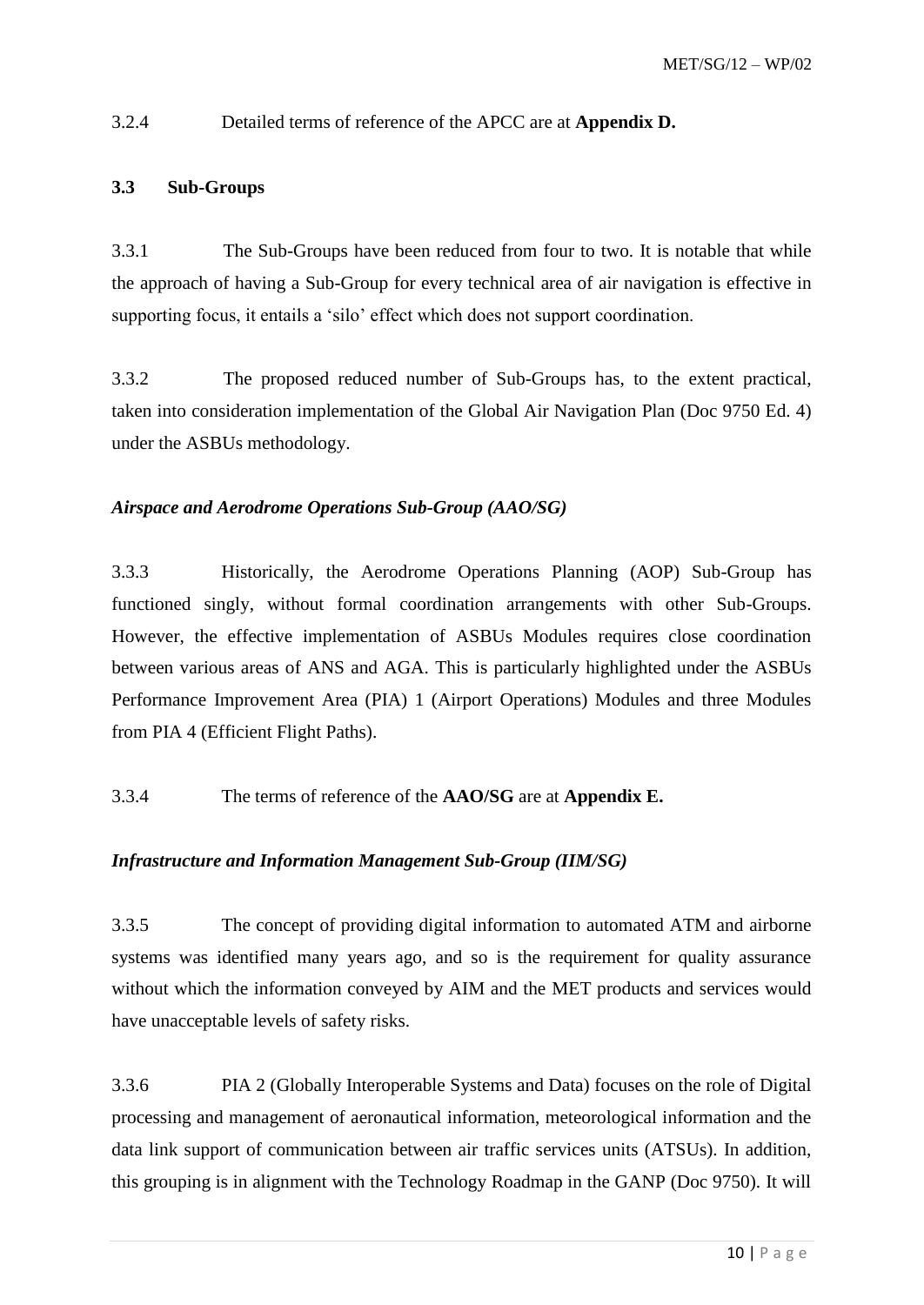3.2.4 Detailed terms of reference of the APCC are at **Appendix D.**

### 3.3 Sub-Groups

3.3.1 The Sub-Groups have been reduced from four to two. It is notable that while the approach of having a Sub-Group for every technical area of air navigation is effective in supporting focus, it entails a 'silo' effect which does not support coordination.

3.3.2 The proposed reduced number of Sub-Groups has, to the extent practical, taken into consideration implementation of the Global Air Navigation Plan (Doc 9750 Ed. 4) under the ASBUs methodology.

***Airspace and Aerodrome Operations Sub-Group (AAO/SG)***

3.3.3 Historically, the Aerodrome Operations Planning (AOP) Sub-Group has functioned singly, without formal coordination arrangements with other Sub-Groups. However, the effective implementation of ASBUs Modules requires close coordination between various areas of ANS and AGA. This is particularly highlighted under the ASBUs Performance Improvement Area (PIA) 1 (Airport Operations) Modules and three Modules from PIA 4 (Efficient Flight Paths).

3.3.4 The terms of reference of the **AAO/SG** are at **Appendix E.**

***Infrastructure and Information Management Sub-Group (IIM/SG)***

3.3.5 The concept of providing digital information to automated ATM and airborne systems was identified many years ago, and so is the requirement for quality assurance without which the information conveyed by AIM and the MET products and services would have unacceptable levels of safety risks.

3.3.6 PIA 2 (Globally Interoperable Systems and Data) focuses on the role of Digital processing and management of aeronautical information, meteorological information and the data link support of communication between air traffic services units (ATSUs). In addition, this grouping is in alignment with the Technology Roadmap in the GANP (Doc 9750). It will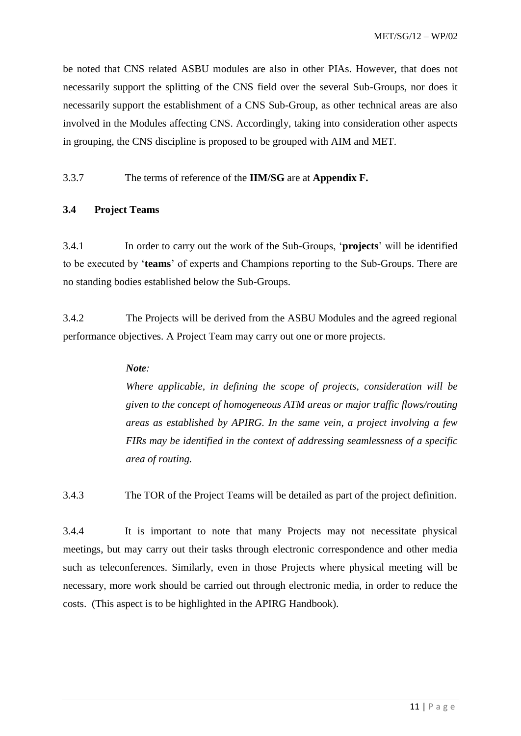be noted that CNS related ASBU modules are also in other PIAs. However, that does not necessarily support the splitting of the CNS field over the several Sub-Groups, nor does it necessarily support the establishment of a CNS Sub-Group, as other technical areas are also involved in the Modules affecting CNS. Accordingly, taking into consideration other aspects in grouping, the CNS discipline is proposed to be grouped with AIM and MET.

3.3.7 The terms of reference of the **IIM/SG** are at **Appendix F.**

### 3.4 Project Teams

3.4.1 In order to carry out the work of the Sub-Groups, '**projects**' will be identified to be executed by '**teams**' of experts and Champions reporting to the Sub-Groups. There are no standing bodies established below the Sub-Groups.

3.4.2 The Projects will be derived from the ASBU Modules and the agreed regional performance objectives. A Project Team may carry out one or more projects.

> ***Note:***
> *Where applicable, in defining the scope of projects, consideration will be given to the concept of homogeneous ATM areas or major traffic flows/routing areas as established by APIRG. In the same vein, a project involving a few FIRs may be identified in the context of addressing seamlessness of a specific area of routing.*

3.4.3 The TOR of the Project Teams will be detailed as part of the project definition.

3.4.4 It is important to note that many Projects may not necessitate physical meetings, but may carry out their tasks through electronic correspondence and other media such as teleconferences. Similarly, even in those Projects where physical meeting will be necessary, more work should be carried out through electronic media, in order to reduce the costs. (This aspect is to be highlighted in the APIRG Handbook).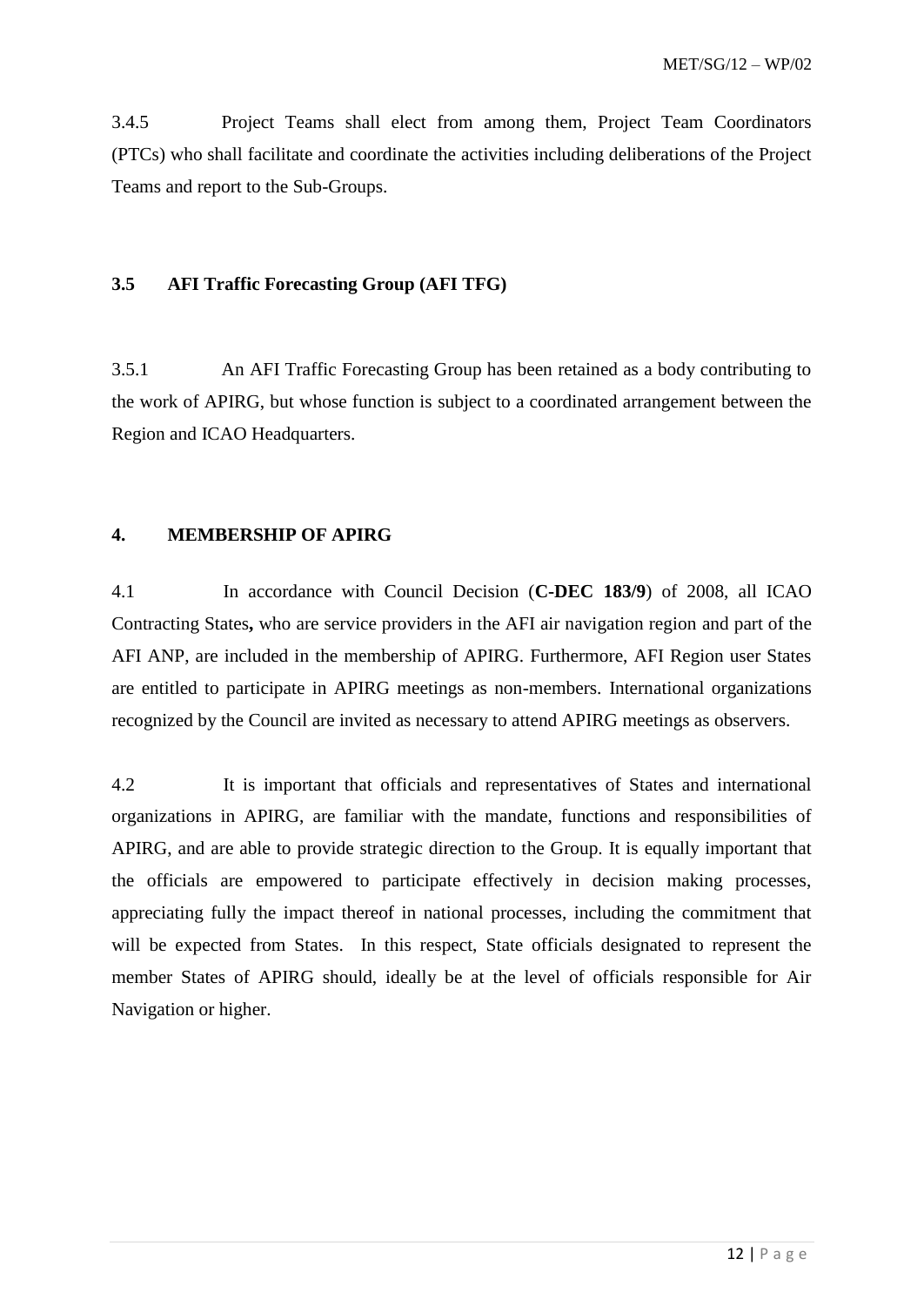3.4.5 Project Teams shall elect from among them, Project Team Coordinators (PTCs) who shall facilitate and coordinate the activities including deliberations of the Project Teams and report to the Sub-Groups.

### 3.5 AFI Traffic Forecasting Group (AFI TFG)

3.5.1 An AFI Traffic Forecasting Group has been retained as a body contributing to the work of APIRG, but whose function is subject to a coordinated arrangement between the Region and ICAO Headquarters.

## 4. MEMBERSHIP OF APIRG

4.1 In accordance with Council Decision (**C-DEC 183/9**) of 2008, all ICAO Contracting States**,** who are service providers in the AFI air navigation region and part of the AFI ANP, are included in the membership of APIRG. Furthermore, AFI Region user States are entitled to participate in APIRG meetings as non-members. International organizations recognized by the Council are invited as necessary to attend APIRG meetings as observers.

4.2 It is important that officials and representatives of States and international organizations in APIRG, are familiar with the mandate, functions and responsibilities of APIRG, and are able to provide strategic direction to the Group. It is equally important that the officials are empowered to participate effectively in decision making processes, appreciating fully the impact thereof in national processes, including the commitment that will be expected from States. In this respect, State officials designated to represent the member States of APIRG should, ideally be at the level of officials responsible for Air Navigation or higher.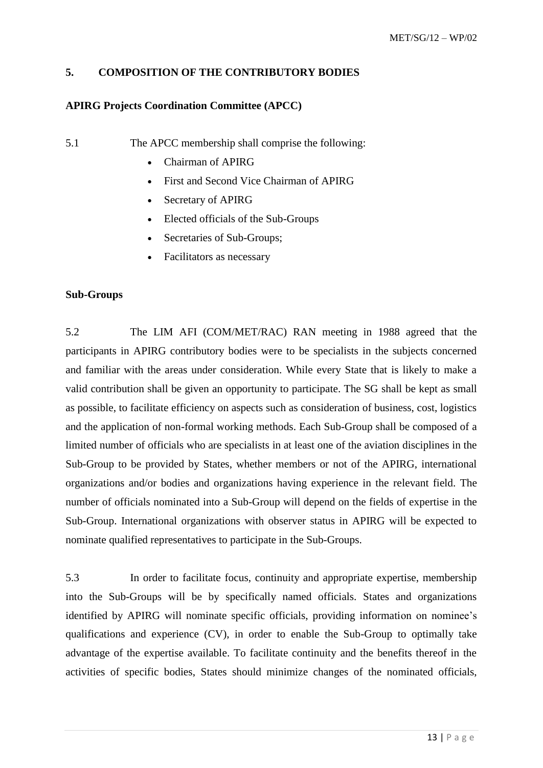## 5. COMPOSITION OF THE CONTRIBUTORY BODIES

### APIRG Projects Coordination Committee (APCC)

5.1 The APCC membership shall comprise the following:

- Chairman of APIRG
- First and Second Vice Chairman of APIRG
- Secretary of APIRG
- Elected officials of the Sub-Groups
- Secretaries of Sub-Groups;
- Facilitators as necessary

### Sub-Groups

5.2 The LIM AFI (COM/MET/RAC) RAN meeting in 1988 agreed that the participants in APIRG contributory bodies were to be specialists in the subjects concerned and familiar with the areas under consideration. While every State that is likely to make a valid contribution shall be given an opportunity to participate. The SG shall be kept as small as possible, to facilitate efficiency on aspects such as consideration of business, cost, logistics and the application of non-formal working methods. Each Sub-Group shall be composed of a limited number of officials who are specialists in at least one of the aviation disciplines in the Sub-Group to be provided by States, whether members or not of the APIRG, international organizations and/or bodies and organizations having experience in the relevant field. The number of officials nominated into a Sub-Group will depend on the fields of expertise in the Sub-Group. International organizations with observer status in APIRG will be expected to nominate qualified representatives to participate in the Sub-Groups.

5.3 In order to facilitate focus, continuity and appropriate expertise, membership into the Sub-Groups will be by specifically named officials. States and organizations identified by APIRG will nominate specific officials, providing information on nominee's qualifications and experience (CV), in order to enable the Sub-Group to optimally take advantage of the expertise available. To facilitate continuity and the benefits thereof in the activities of specific bodies, States should minimize changes of the nominated officials,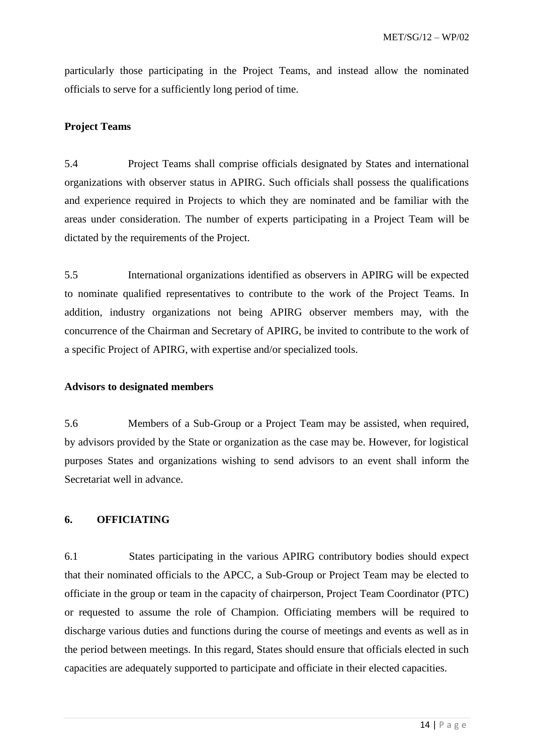particularly those participating in the Project Teams, and instead allow the nominated officials to serve for a sufficiently long period of time.

**Project Teams**

5.4 Project Teams shall comprise officials designated by States and international organizations with observer status in APIRG. Such officials shall possess the qualifications and experience required in Projects to which they are nominated and be familiar with the areas under consideration. The number of experts participating in a Project Team will be dictated by the requirements of the Project.

5.5 International organizations identified as observers in APIRG will be expected to nominate qualified representatives to contribute to the work of the Project Teams. In addition, industry organizations not being APIRG observer members may, with the concurrence of the Chairman and Secretary of APIRG, be invited to contribute to the work of a specific Project of APIRG, with expertise and/or specialized tools.

**Advisors to designated members**

5.6 Members of a Sub-Group or a Project Team may be assisted, when required, by advisors provided by the State or organization as the case may be. However, for logistical purposes States and organizations wishing to send advisors to an event shall inform the Secretariat well in advance.

## 6. OFFICIATING

6.1 States participating in the various APIRG contributory bodies should expect that their nominated officials to the APCC, a Sub-Group or Project Team may be elected to officiate in the group or team in the capacity of chairperson, Project Team Coordinator (PTC) or requested to assume the role of Champion. Officiating members will be required to discharge various duties and functions during the course of meetings and events as well as in the period between meetings. In this regard, States should ensure that officials elected in such capacities are adequately supported to participate and officiate in their elected capacities.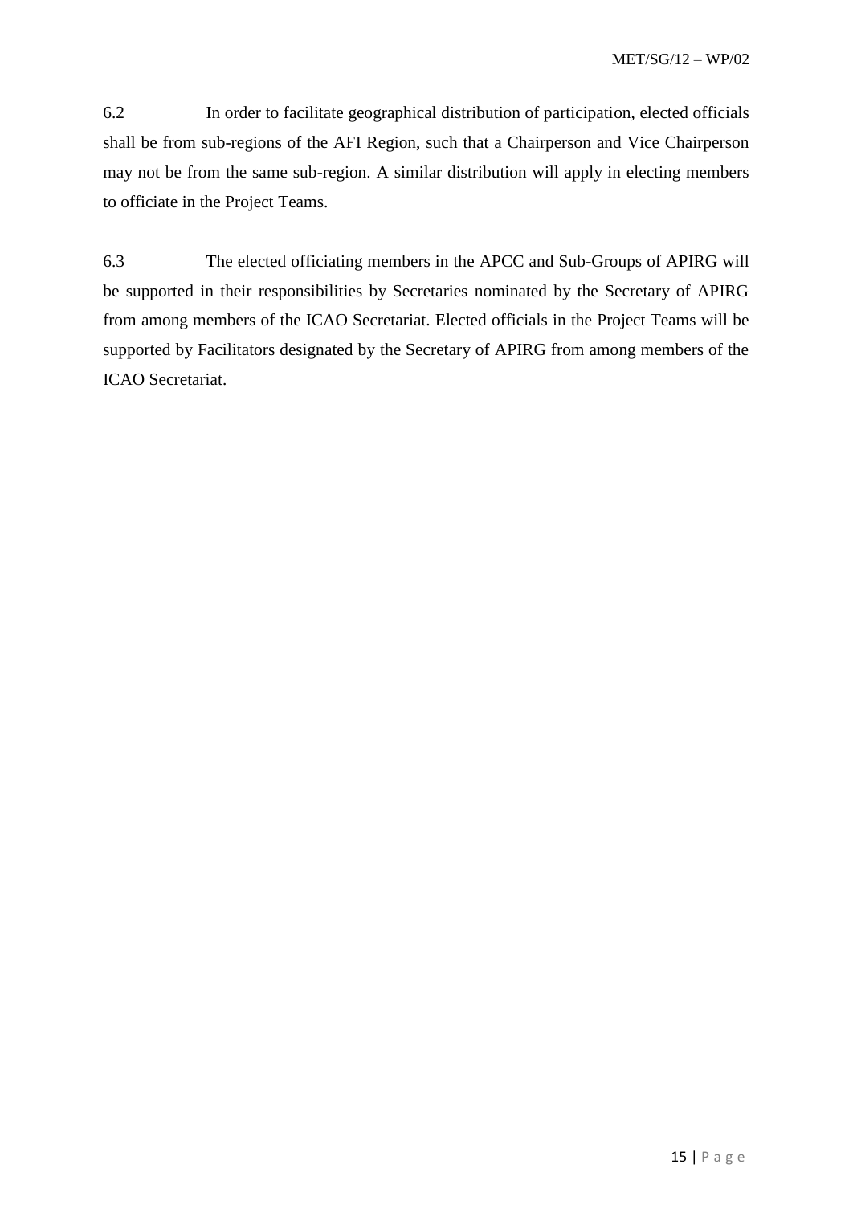6.2 In order to facilitate geographical distribution of participation, elected officials shall be from sub-regions of the AFI Region, such that a Chairperson and Vice Chairperson may not be from the same sub-region. A similar distribution will apply in electing members to officiate in the Project Teams.

6.3 The elected officiating members in the APCC and Sub-Groups of APIRG will be supported in their responsibilities by Secretaries nominated by the Secretary of APIRG from among members of the ICAO Secretariat. Elected officials in the Project Teams will be supported by Facilitators designated by the Secretary of APIRG from among members of the ICAO Secretariat.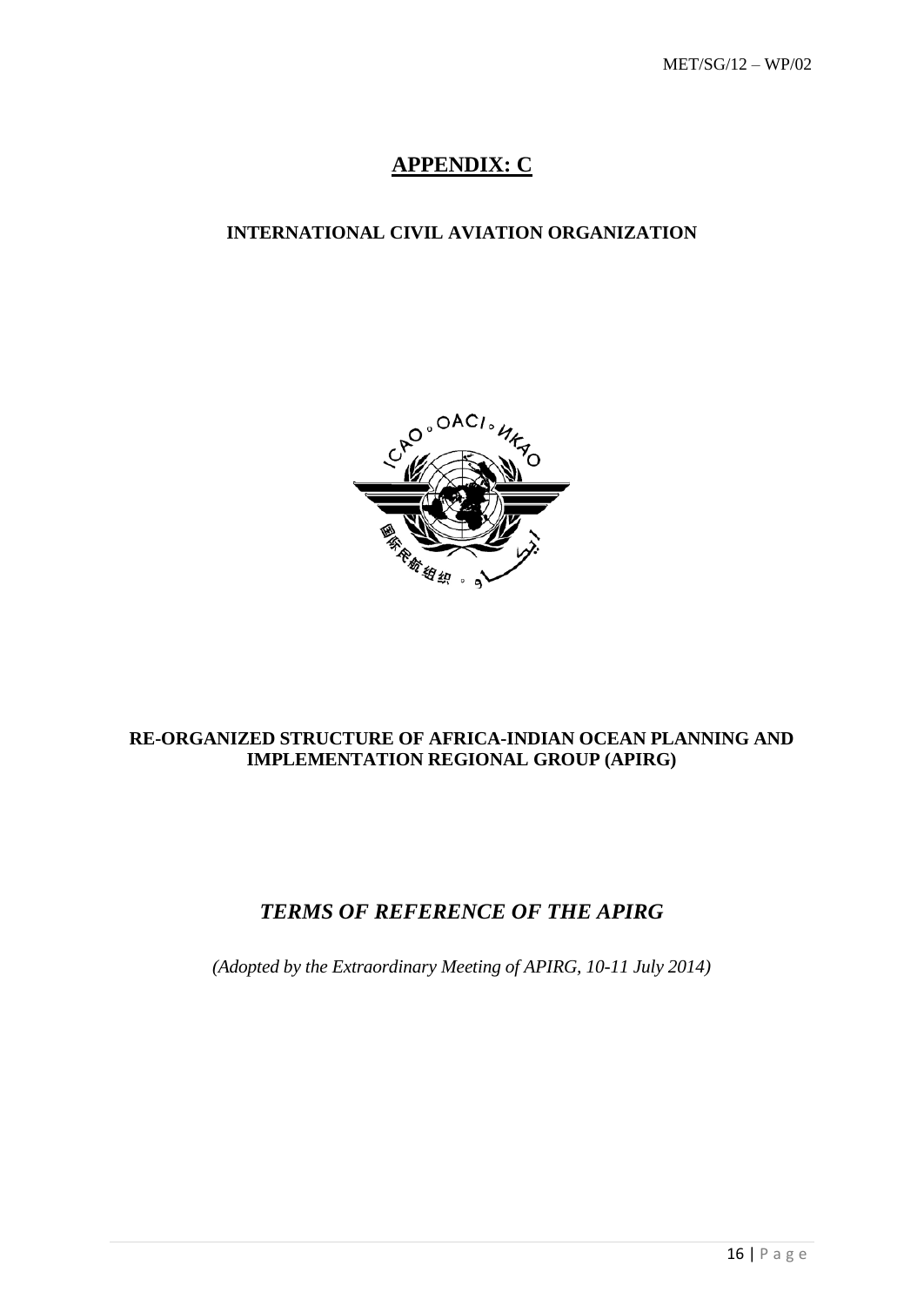# APPENDIX: C

## INTERNATIONAL CIVIL AVIATION ORGANIZATION

## RE-ORGANIZED STRUCTURE OF AFRICA-INDIAN OCEAN PLANNING AND IMPLEMENTATION REGIONAL GROUP (APIRG)

## *TERMS OF REFERENCE OF THE APIRG*

*(Adopted by the Extraordinary Meeting of APIRG, 10-11 July 2014)*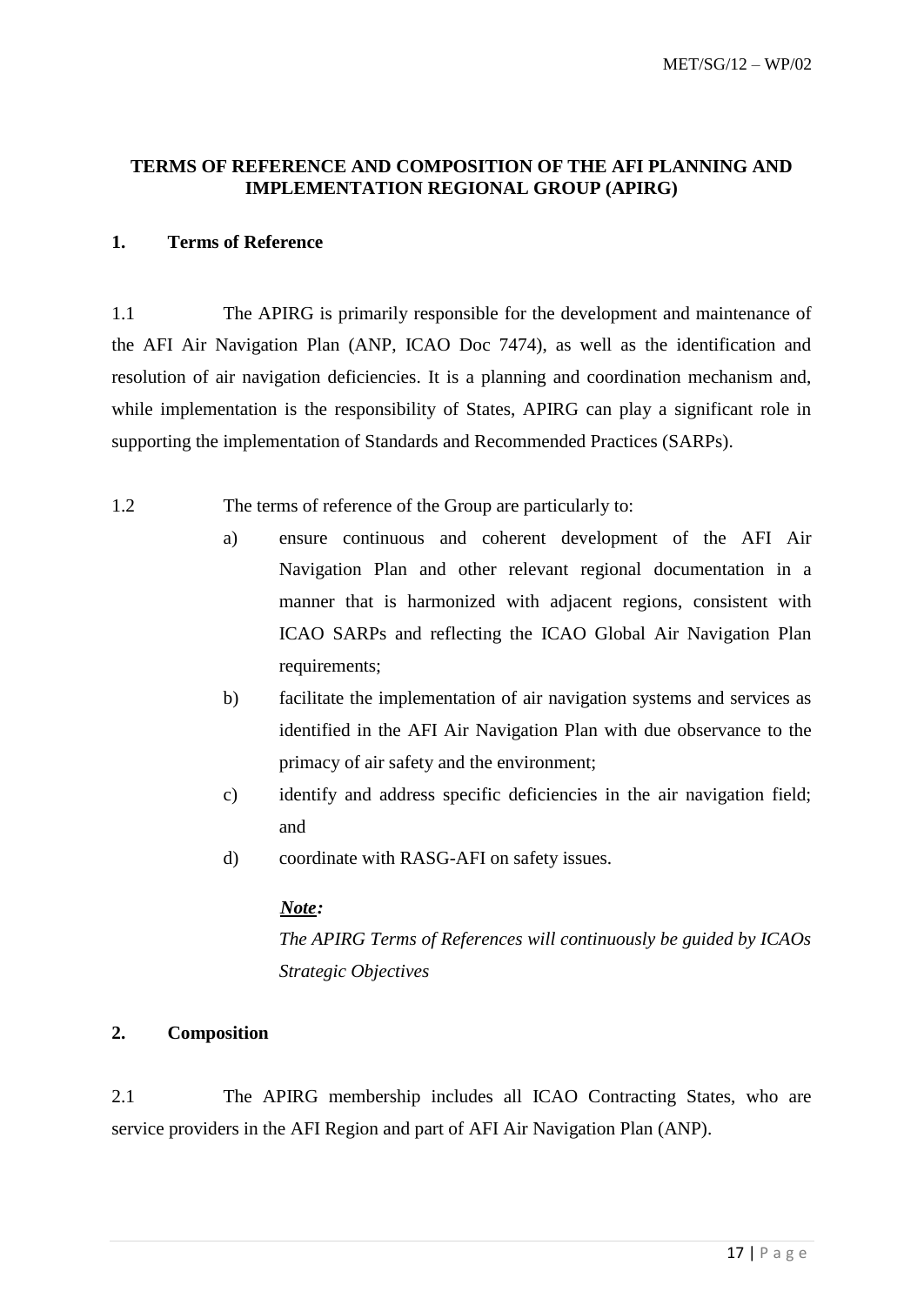**TERMS OF REFERENCE AND COMPOSITION OF THE AFI PLANNING AND IMPLEMENTATION REGIONAL GROUP (APIRG)**

## 1. Terms of Reference

1.1 The APIRG is primarily responsible for the development and maintenance of the AFI Air Navigation Plan (ANP, ICAO Doc 7474), as well as the identification and resolution of air navigation deficiencies. It is a planning and coordination mechanism and, while implementation is the responsibility of States, APIRG can play a significant role in supporting the implementation of Standards and Recommended Practices (SARPs).

1.2 The terms of reference of the Group are particularly to:

a) ensure continuous and coherent development of the AFI Air Navigation Plan and other relevant regional documentation in a manner that is harmonized with adjacent regions, consistent with ICAO SARPs and reflecting the ICAO Global Air Navigation Plan requirements;

b) facilitate the implementation of air navigation systems and services as identified in the AFI Air Navigation Plan with due observance to the primacy of air safety and the environment;

c) identify and address specific deficiencies in the air navigation field; and

d) coordinate with RASG-AFI on safety issues.

***Note:***
*The APIRG Terms of References will continuously be guided by ICAOs Strategic Objectives*

## 2. Composition

2.1 The APIRG membership includes all ICAO Contracting States, who are service providers in the AFI Region and part of AFI Air Navigation Plan (ANP).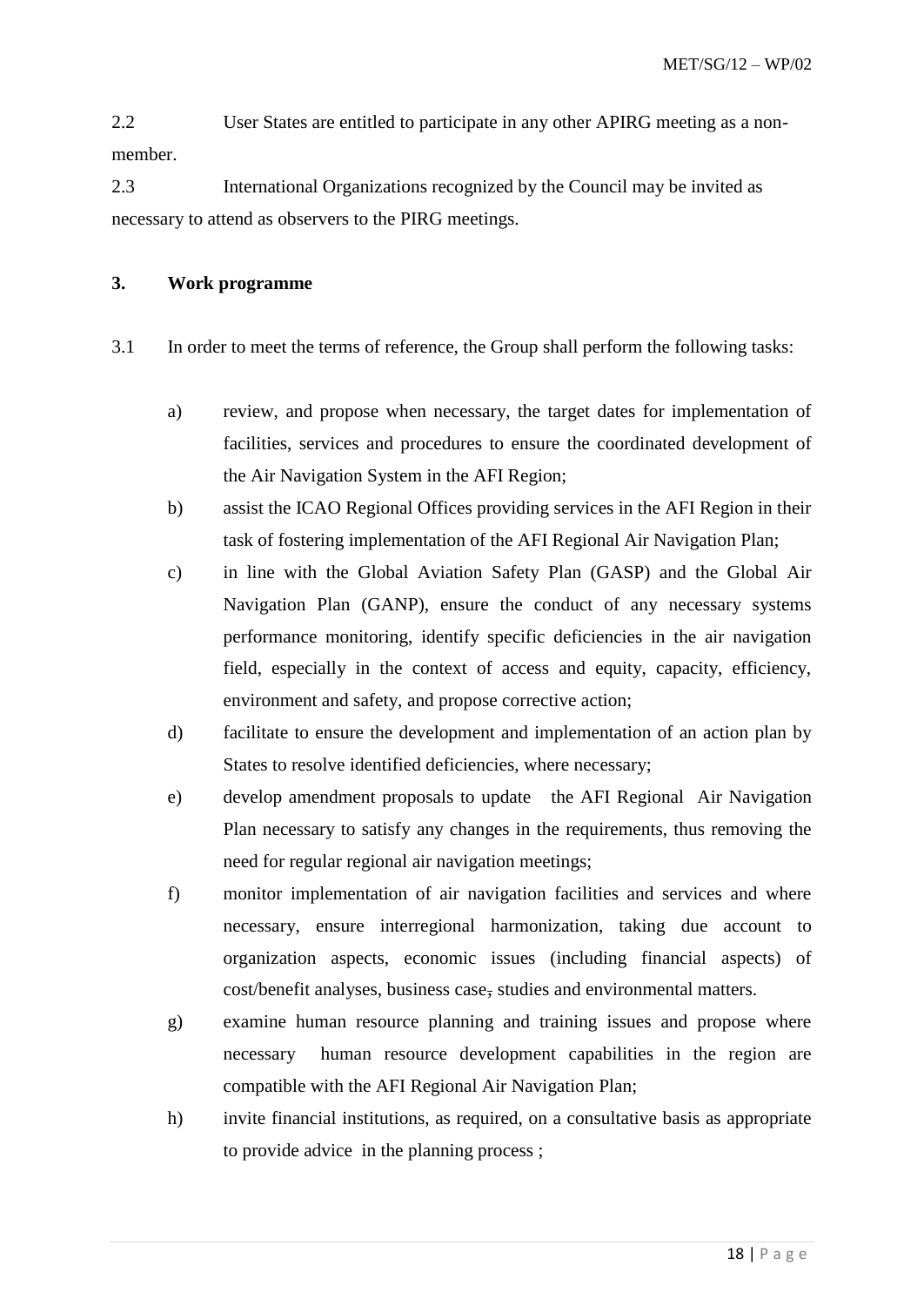2.2 User States are entitled to participate in any other APIRG meeting as a non-member.

2.3 International Organizations recognized by the Council may be invited as necessary to attend as observers to the PIRG meetings.

**3. Work programme**

3.1 In order to meet the terms of reference, the Group shall perform the following tasks:

a) review, and propose when necessary, the target dates for implementation of facilities, services and procedures to ensure the coordinated development of the Air Navigation System in the AFI Region;

b) assist the ICAO Regional Offices providing services in the AFI Region in their task of fostering implementation of the AFI Regional Air Navigation Plan;

c) in line with the Global Aviation Safety Plan (GASP) and the Global Air Navigation Plan (GANP), ensure the conduct of any necessary systems performance monitoring, identify specific deficiencies in the air navigation field, especially in the context of access and equity, capacity, efficiency, environment and safety, and propose corrective action;

d) facilitate to ensure the development and implementation of an action plan by States to resolve identified deficiencies, where necessary;

e) develop amendment proposals to update the AFI Regional Air Navigation Plan necessary to satisfy any changes in the requirements, thus removing the need for regular regional air navigation meetings;

f) monitor implementation of air navigation facilities and services and where necessary, ensure interregional harmonization, taking due account to organization aspects, economic issues (including financial aspects) of cost/benefit analyses, business case~~,~~ studies and environmental matters.

g) examine human resource planning and training issues and propose where necessary human resource development capabilities in the region are compatible with the AFI Regional Air Navigation Plan;

h) invite financial institutions, as required, on a consultative basis as appropriate to provide advice in the planning process ;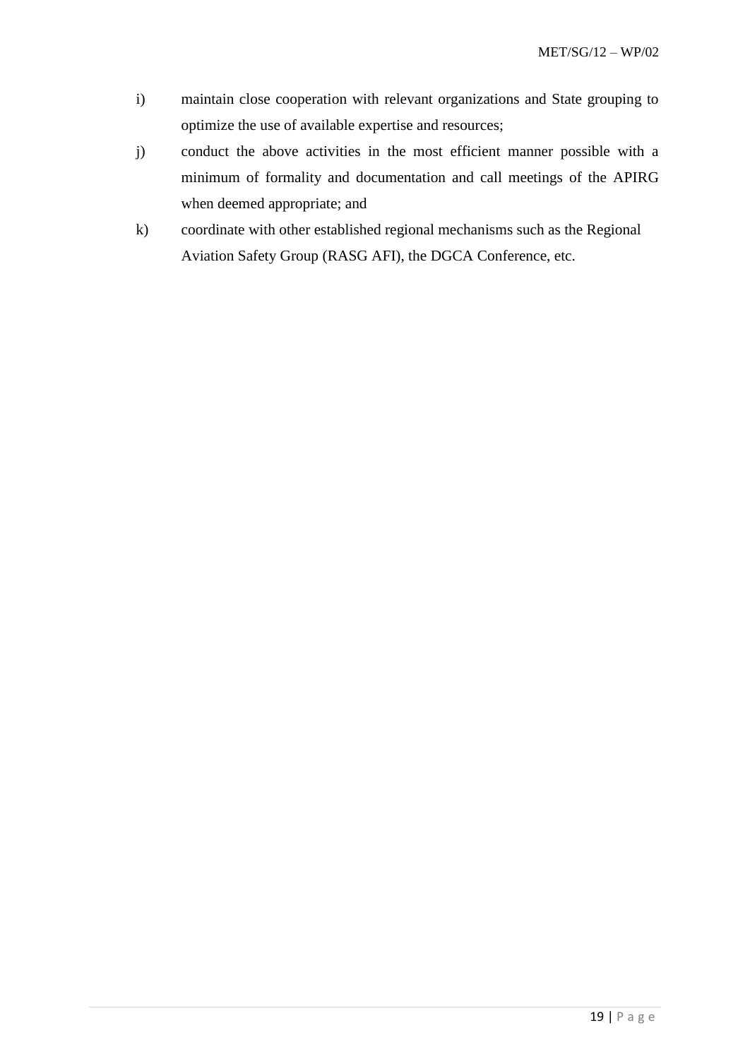i) maintain close cooperation with relevant organizations and State grouping to optimize the use of available expertise and resources;

j) conduct the above activities in the most efficient manner possible with a minimum of formality and documentation and call meetings of the APIRG when deemed appropriate; and

k) coordinate with other established regional mechanisms such as the Regional Aviation Safety Group (RASG AFI), the DGCA Conference, etc.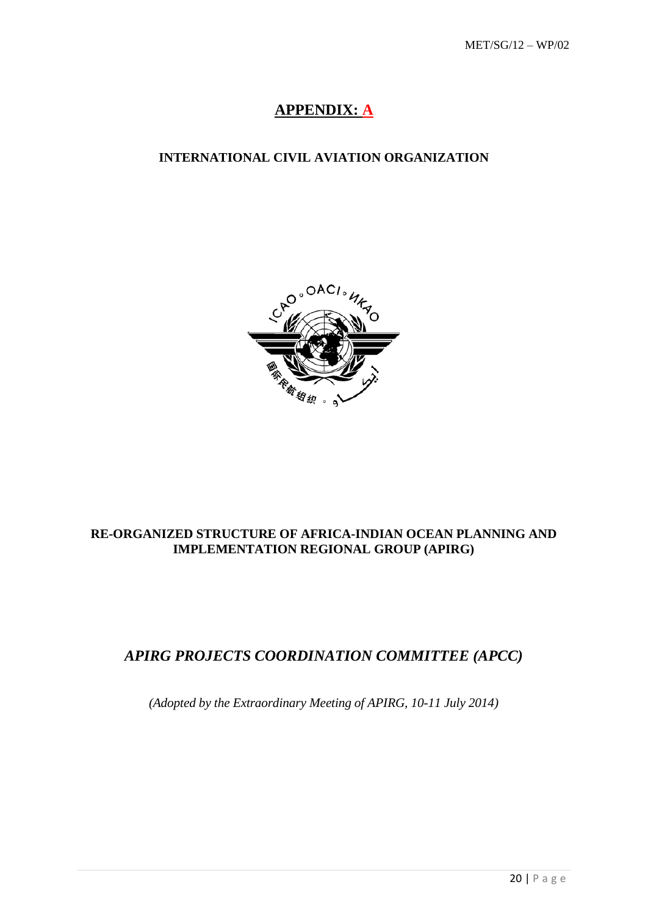# APPENDIX: A

## INTERNATIONAL CIVIL AVIATION ORGANIZATION

## RE-ORGANIZED STRUCTURE OF AFRICA-INDIAN OCEAN PLANNING AND IMPLEMENTATION REGIONAL GROUP (APIRG)

## *APIRG PROJECTS COORDINATION COMMITTEE (APCC)*

*(Adopted by the Extraordinary Meeting of APIRG, 10-11 July 2014)*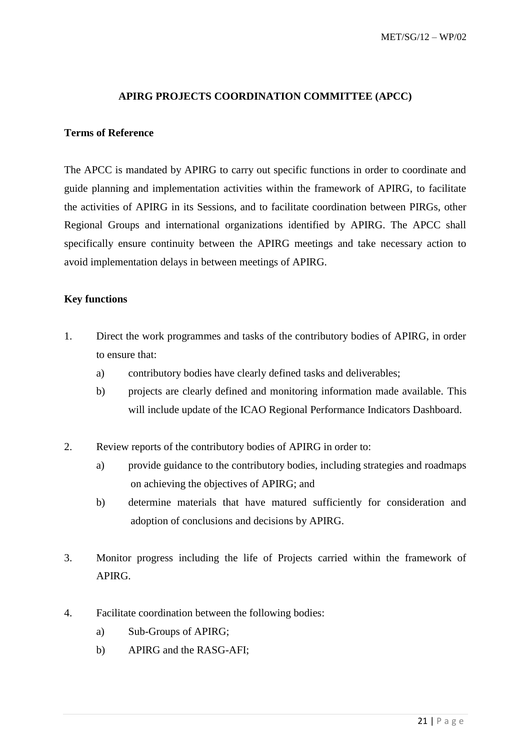## APIRG PROJECTS COORDINATION COMMITTEE (APCC)

**Terms of Reference**

The APCC is mandated by APIRG to carry out specific functions in order to coordinate and guide planning and implementation activities within the framework of APIRG, to facilitate the activities of APIRG in its Sessions, and to facilitate coordination between PIRGs, other Regional Groups and international organizations identified by APIRG. The APCC shall specifically ensure continuity between the APIRG meetings and take necessary action to avoid implementation delays in between meetings of APIRG.

**Key functions**

1. Direct the work programmes and tasks of the contributory bodies of APIRG, in order to ensure that:
   a) contributory bodies have clearly defined tasks and deliverables;
   b) projects are clearly defined and monitoring information made available. This will include update of the ICAO Regional Performance Indicators Dashboard.

2. Review reports of the contributory bodies of APIRG in order to:
   a) provide guidance to the contributory bodies, including strategies and roadmaps on achieving the objectives of APIRG; and
   b) determine materials that have matured sufficiently for consideration and adoption of conclusions and decisions by APIRG.

3. Monitor progress including the life of Projects carried within the framework of APIRG.

4. Facilitate coordination between the following bodies:
   a) Sub-Groups of APIRG;
   b) APIRG and the RASG-AFI;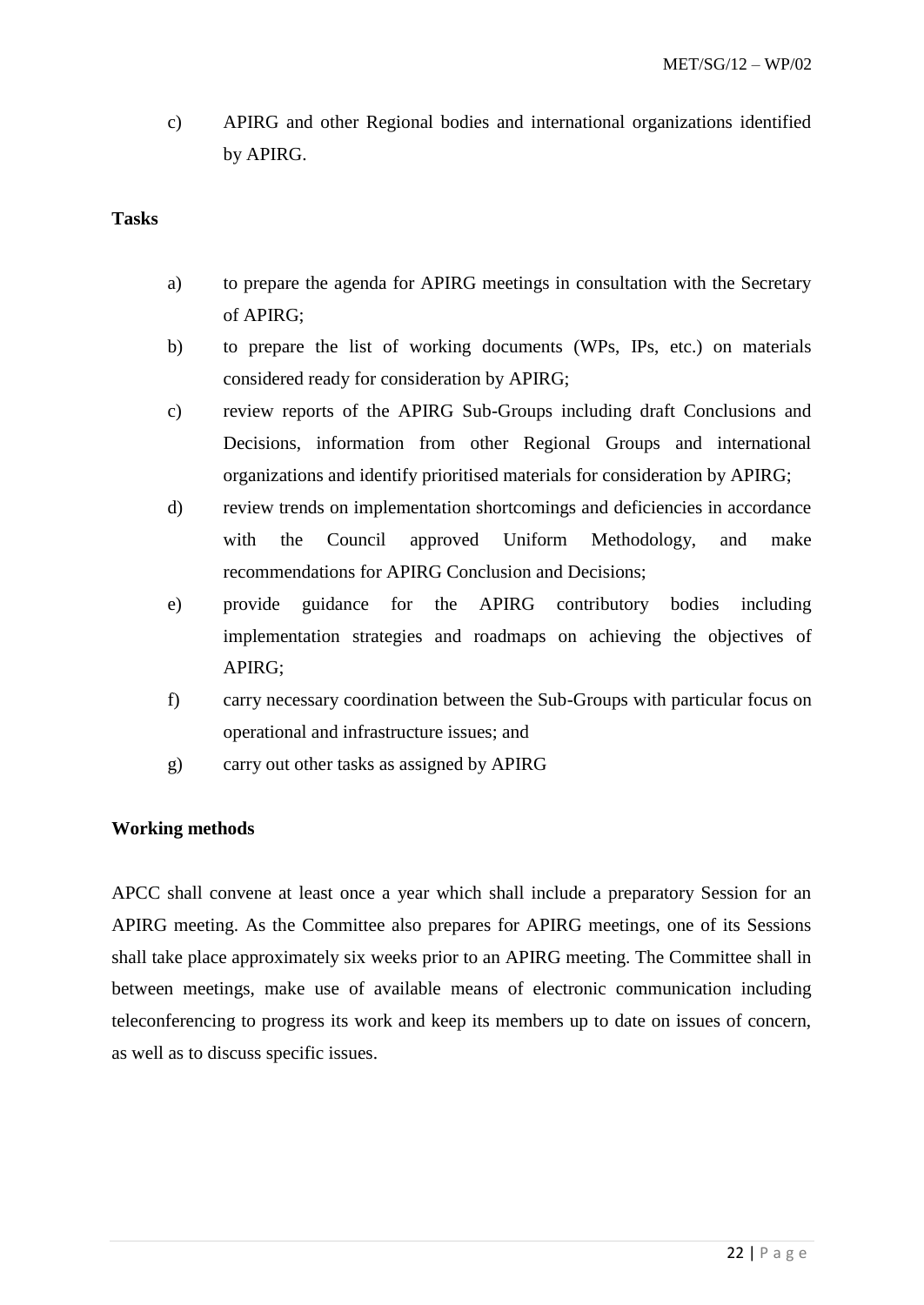c) APIRG and other Regional bodies and international organizations identified by APIRG.

**Tasks**

a) to prepare the agenda for APIRG meetings in consultation with the Secretary of APIRG;

b) to prepare the list of working documents (WPs, IPs, etc.) on materials considered ready for consideration by APIRG;

c) review reports of the APIRG Sub-Groups including draft Conclusions and Decisions, information from other Regional Groups and international organizations and identify prioritised materials for consideration by APIRG;

d) review trends on implementation shortcomings and deficiencies in accordance with the Council approved Uniform Methodology, and make recommendations for APIRG Conclusion and Decisions;

e) provide guidance for the APIRG contributory bodies including implementation strategies and roadmaps on achieving the objectives of APIRG;

f) carry necessary coordination between the Sub-Groups with particular focus on operational and infrastructure issues; and

g) carry out other tasks as assigned by APIRG

**Working methods**

APCC shall convene at least once a year which shall include a preparatory Session for an APIRG meeting. As the Committee also prepares for APIRG meetings, one of its Sessions shall take place approximately six weeks prior to an APIRG meeting. The Committee shall in between meetings, make use of available means of electronic communication including teleconferencing to progress its work and keep its members up to date on issues of concern, as well as to discuss specific issues.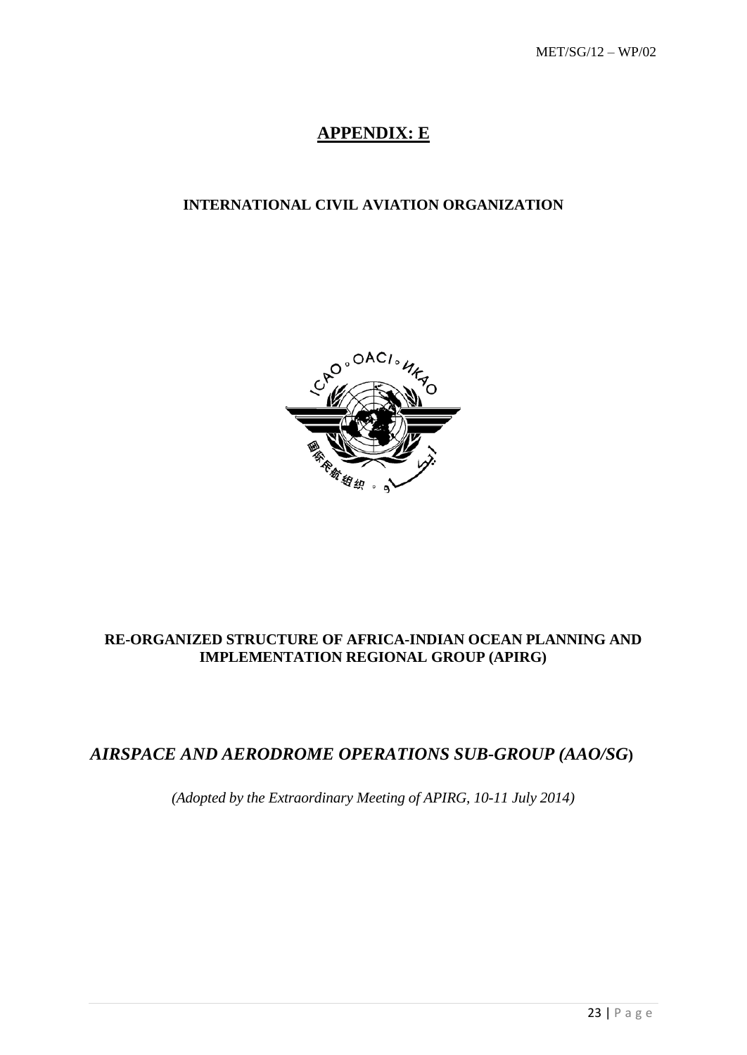# APPENDIX: E

## INTERNATIONAL CIVIL AVIATION ORGANIZATION

## RE-ORGANIZED STRUCTURE OF AFRICA-INDIAN OCEAN PLANNING AND IMPLEMENTATION REGIONAL GROUP (APIRG)

## *AIRSPACE AND AERODROME OPERATIONS SUB-GROUP (AAO/SG)*

*(Adopted by the Extraordinary Meeting of APIRG, 10-11 July 2014)*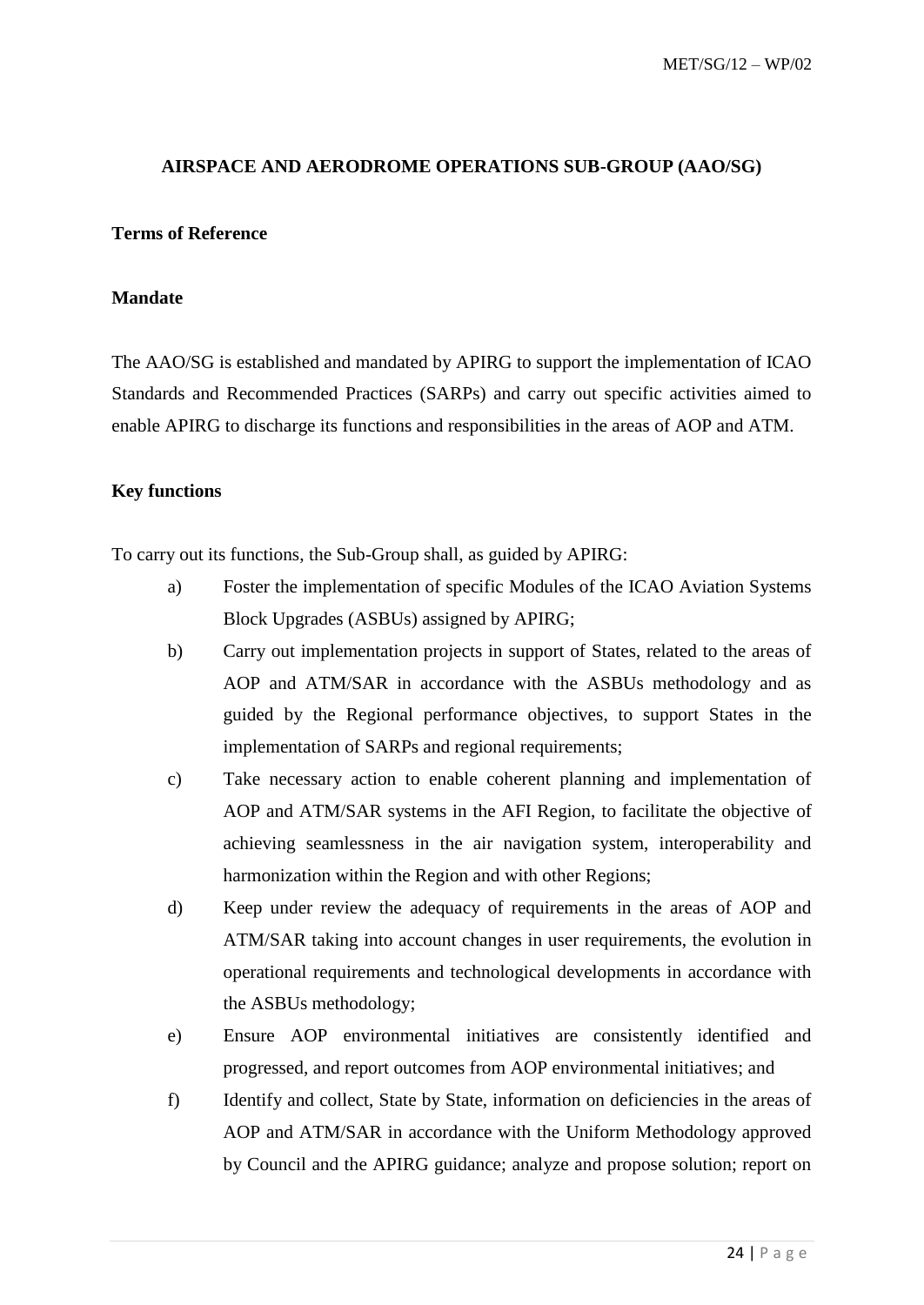## AIRSPACE AND AERODROME OPERATIONS SUB-GROUP (AAO/SG)

**Terms of Reference**

**Mandate**

The AAO/SG is established and mandated by APIRG to support the implementation of ICAO Standards and Recommended Practices (SARPs) and carry out specific activities aimed to enable APIRG to discharge its functions and responsibilities in the areas of AOP and ATM.

**Key functions**

To carry out its functions, the Sub-Group shall, as guided by APIRG:

a) Foster the implementation of specific Modules of the ICAO Aviation Systems Block Upgrades (ASBUs) assigned by APIRG;

b) Carry out implementation projects in support of States, related to the areas of AOP and ATM/SAR in accordance with the ASBUs methodology and as guided by the Regional performance objectives, to support States in the implementation of SARPs and regional requirements;

c) Take necessary action to enable coherent planning and implementation of AOP and ATM/SAR systems in the AFI Region, to facilitate the objective of achieving seamlessness in the air navigation system, interoperability and harmonization within the Region and with other Regions;

d) Keep under review the adequacy of requirements in the areas of AOP and ATM/SAR taking into account changes in user requirements, the evolution in operational requirements and technological developments in accordance with the ASBUs methodology;

e) Ensure AOP environmental initiatives are consistently identified and progressed, and report outcomes from AOP environmental initiatives; and

f) Identify and collect, State by State, information on deficiencies in the areas of AOP and ATM/SAR in accordance with the Uniform Methodology approved by Council and the APIRG guidance; analyze and propose solution; report on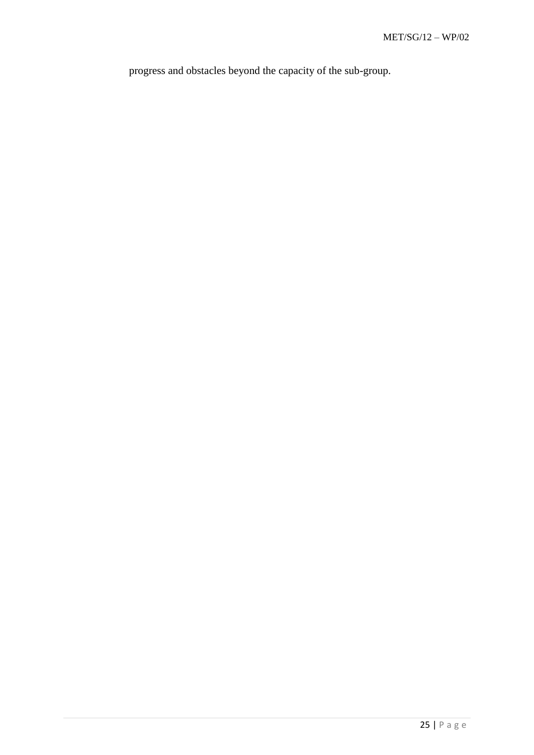progress and obstacles beyond the capacity of the sub-group.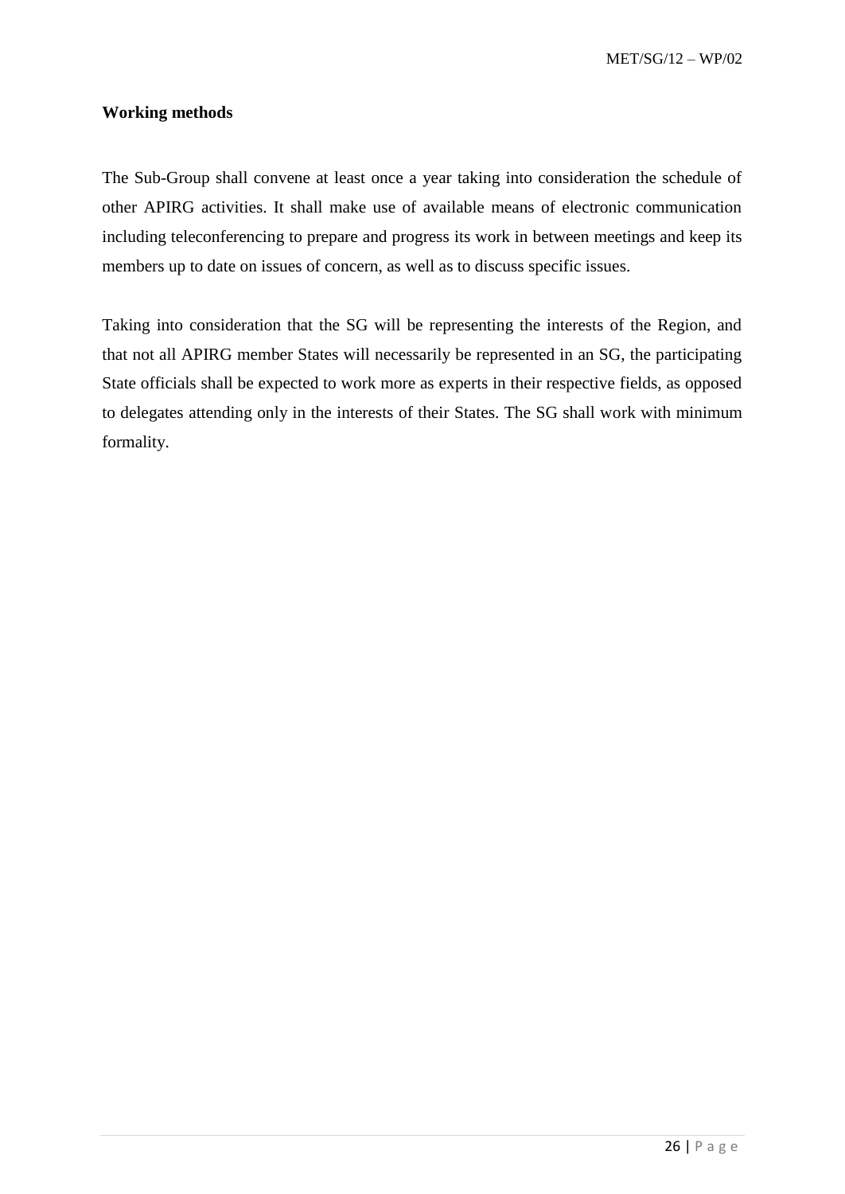**Working methods**

The Sub-Group shall convene at least once a year taking into consideration the schedule of other APIRG activities. It shall make use of available means of electronic communication including teleconferencing to prepare and progress its work in between meetings and keep its members up to date on issues of concern, as well as to discuss specific issues.

Taking into consideration that the SG will be representing the interests of the Region, and that not all APIRG member States will necessarily be represented in an SG, the participating State officials shall be expected to work more as experts in their respective fields, as opposed to delegates attending only in the interests of their States. The SG shall work with minimum formality.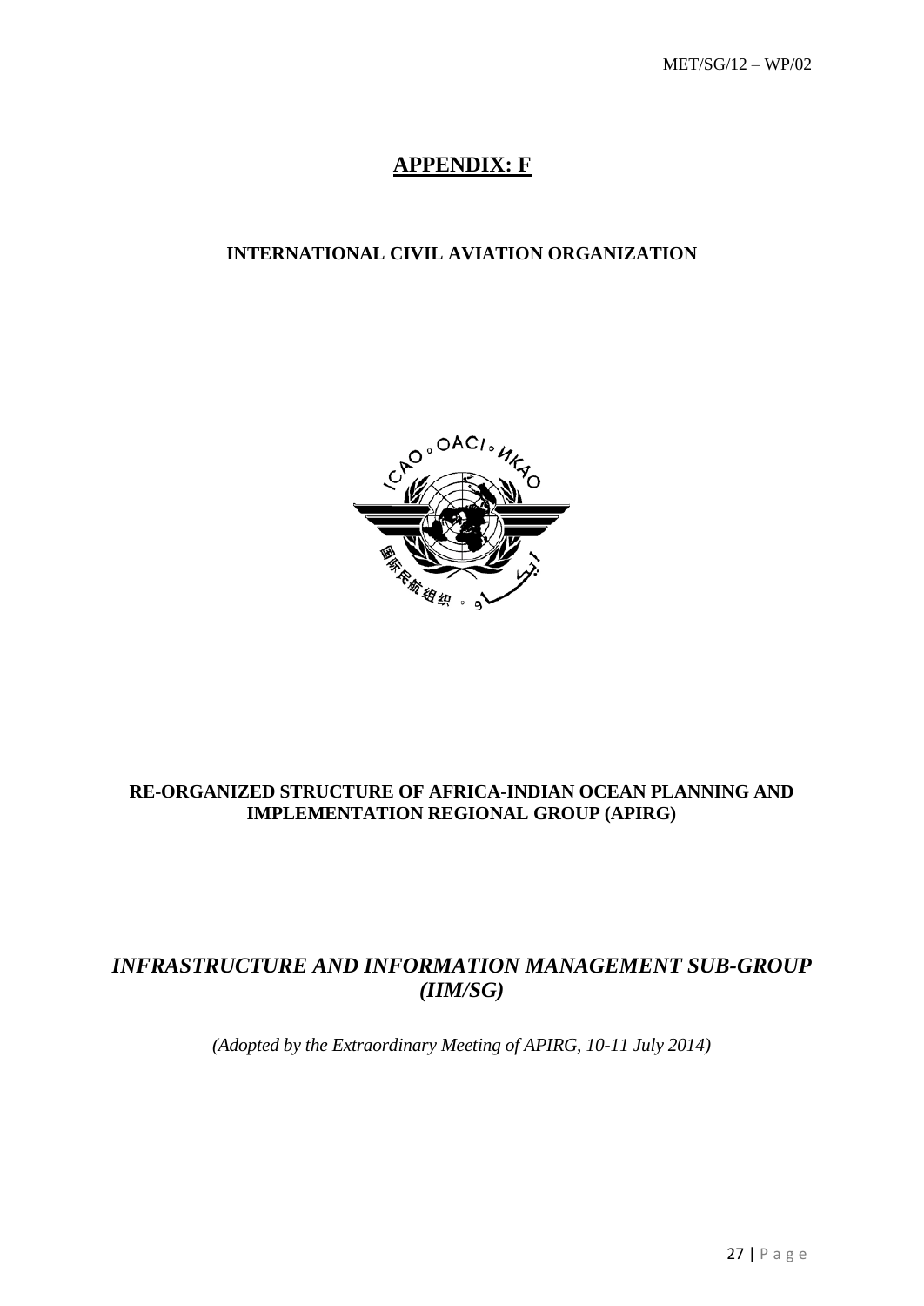# APPENDIX: F

**INTERNATIONAL CIVIL AVIATION ORGANIZATION**

**RE-ORGANIZED STRUCTURE OF AFRICA-INDIAN OCEAN PLANNING AND IMPLEMENTATION REGIONAL GROUP (APIRG)**

## *INFRASTRUCTURE AND INFORMATION MANAGEMENT SUB-GROUP (IIM/SG)*

*(Adopted by the Extraordinary Meeting of APIRG, 10-11 July 2014)*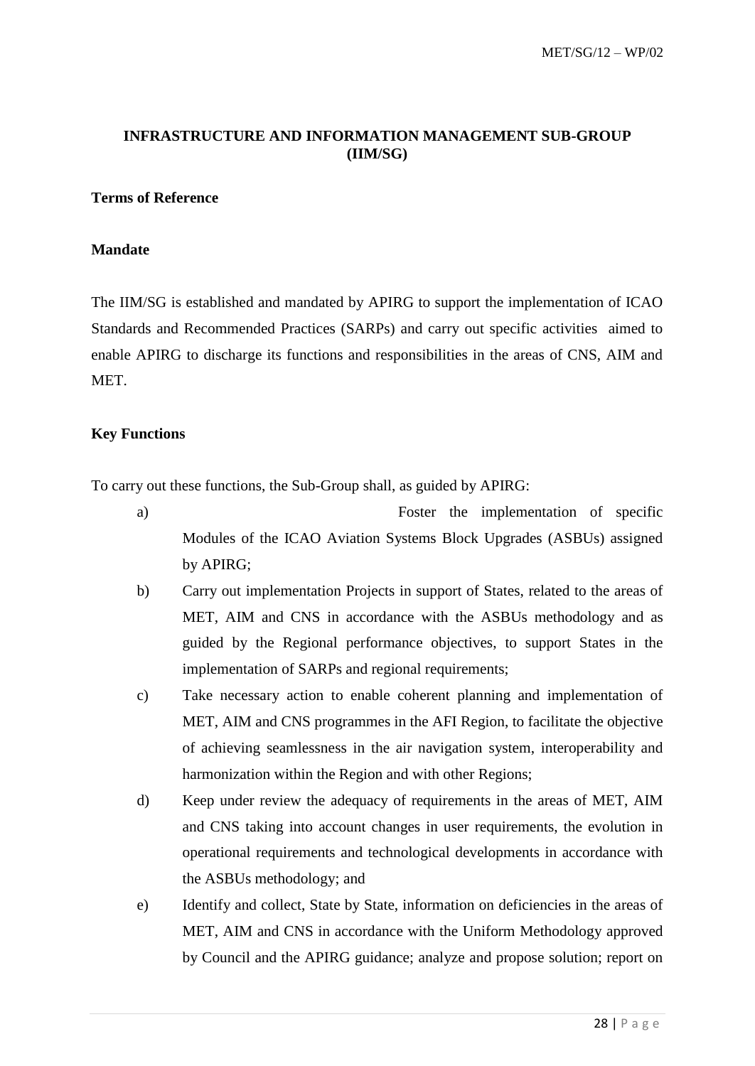**INFRASTRUCTURE AND INFORMATION MANAGEMENT SUB-GROUP (IIM/SG)**

**Terms of Reference**

**Mandate**

The IIM/SG is established and mandated by APIRG to support the implementation of ICAO Standards and Recommended Practices (SARPs) and carry out specific activities aimed to enable APIRG to discharge its functions and responsibilities in the areas of CNS, AIM and MET.

**Key Functions**

To carry out these functions, the Sub-Group shall, as guided by APIRG:

a) Foster the implementation of specific Modules of the ICAO Aviation Systems Block Upgrades (ASBUs) assigned by APIRG;

b) Carry out implementation Projects in support of States, related to the areas of MET, AIM and CNS in accordance with the ASBUs methodology and as guided by the Regional performance objectives, to support States in the implementation of SARPs and regional requirements;

c) Take necessary action to enable coherent planning and implementation of MET, AIM and CNS programmes in the AFI Region, to facilitate the objective of achieving seamlessness in the air navigation system, interoperability and harmonization within the Region and with other Regions;

d) Keep under review the adequacy of requirements in the areas of MET, AIM and CNS taking into account changes in user requirements, the evolution in operational requirements and technological developments in accordance with the ASBUs methodology; and

e) Identify and collect, State by State, information on deficiencies in the areas of MET, AIM and CNS in accordance with the Uniform Methodology approved by Council and the APIRG guidance; analyze and propose solution; report on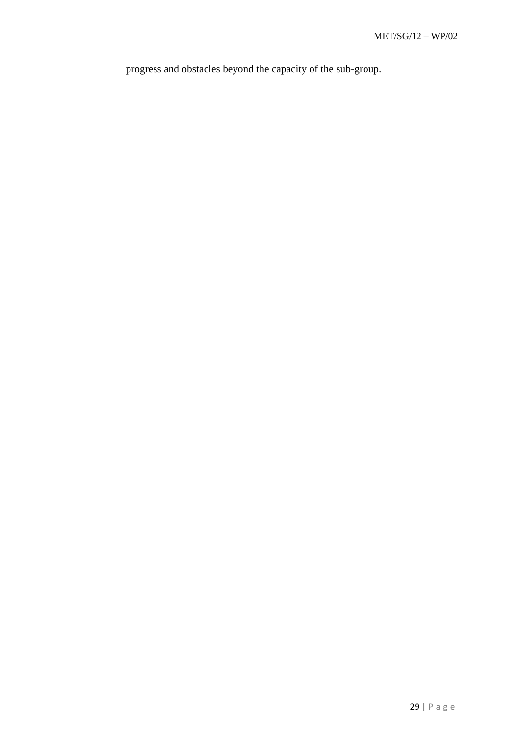progress and obstacles beyond the capacity of the sub-group.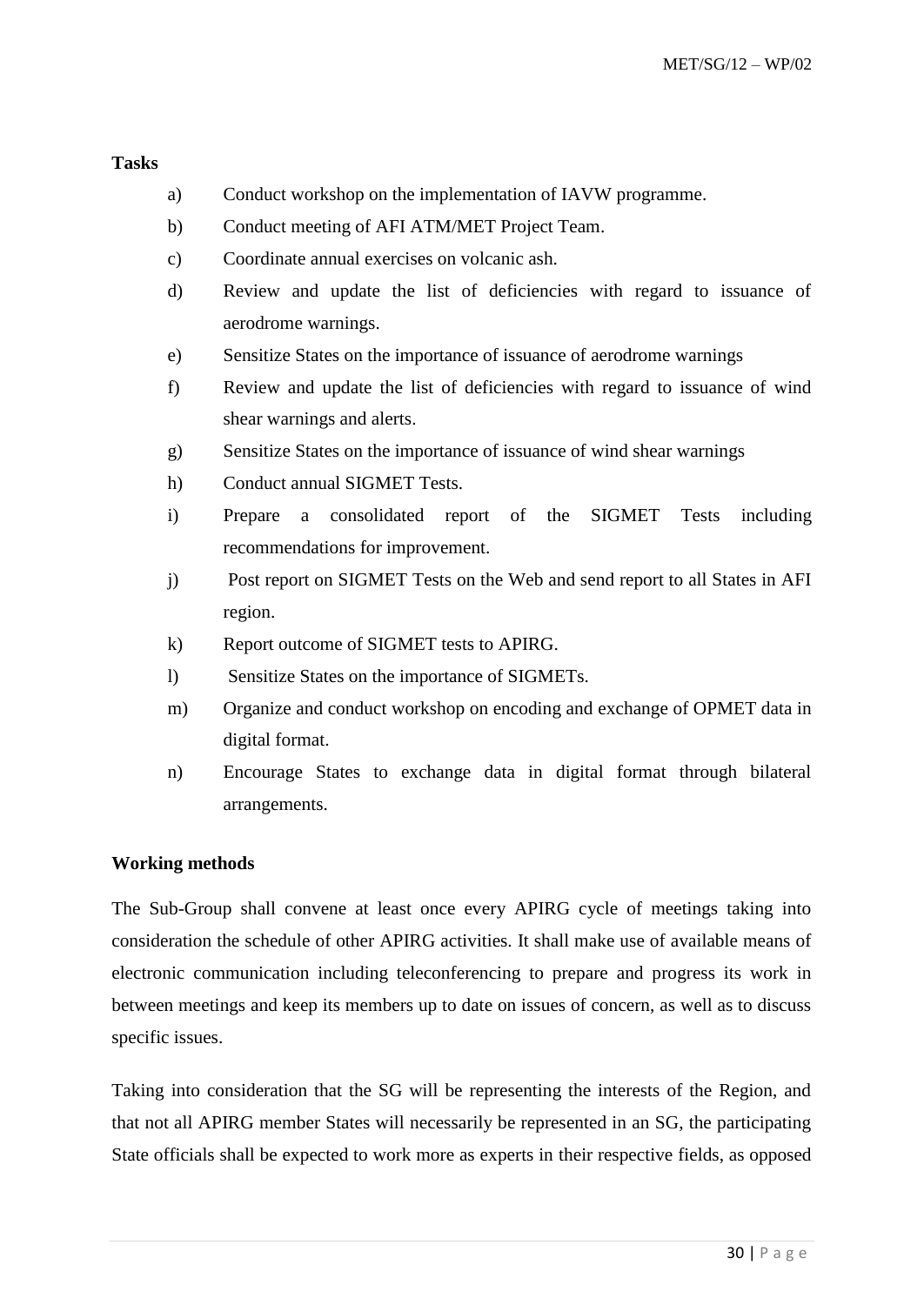**Tasks**

a) Conduct workshop on the implementation of IAVW programme.

b) Conduct meeting of AFI ATM/MET Project Team.

c) Coordinate annual exercises on volcanic ash.

d) Review and update the list of deficiencies with regard to issuance of aerodrome warnings.

e) Sensitize States on the importance of issuance of aerodrome warnings

f) Review and update the list of deficiencies with regard to issuance of wind shear warnings and alerts.

g) Sensitize States on the importance of issuance of wind shear warnings

h) Conduct annual SIGMET Tests.

i) Prepare a consolidated report of the SIGMET Tests including recommendations for improvement.

j) Post report on SIGMET Tests on the Web and send report to all States in AFI region.

k) Report outcome of SIGMET tests to APIRG.

l) Sensitize States on the importance of SIGMETs.

m) Organize and conduct workshop on encoding and exchange of OPMET data in digital format.

n) Encourage States to exchange data in digital format through bilateral arrangements.

**Working methods**

The Sub-Group shall convene at least once every APIRG cycle of meetings taking into consideration the schedule of other APIRG activities. It shall make use of available means of electronic communication including teleconferencing to prepare and progress its work in between meetings and keep its members up to date on issues of concern, as well as to discuss specific issues.

Taking into consideration that the SG will be representing the interests of the Region, and that not all APIRG member States will necessarily be represented in an SG, the participating State officials shall be expected to work more as experts in their respective fields, as opposed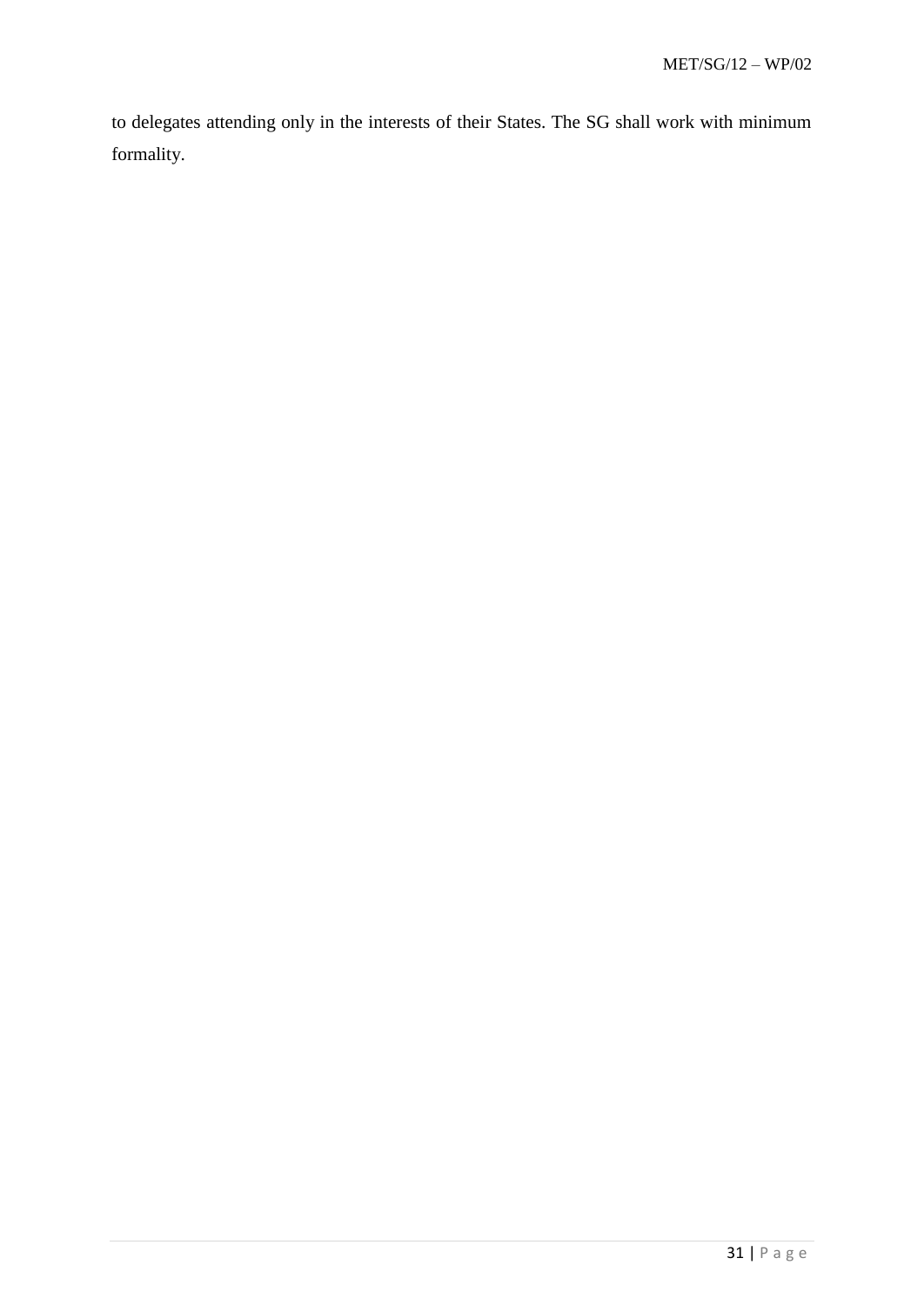to delegates attending only in the interests of their States. The SG shall work with minimum formality.